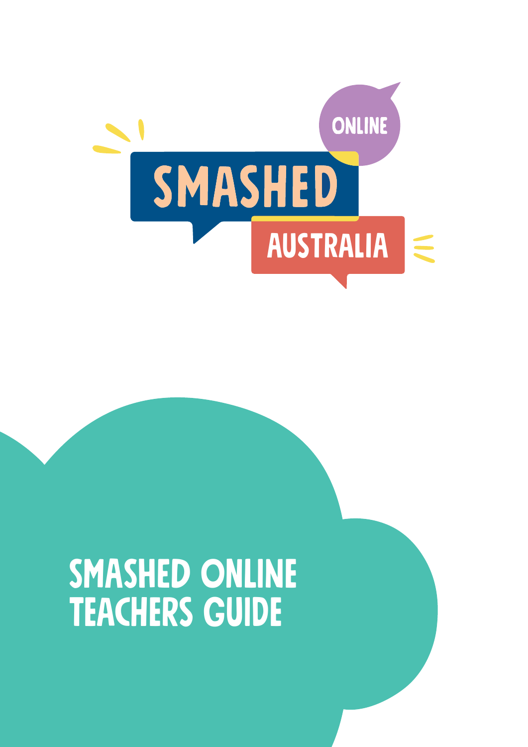ONLINE

SMASHED

AUSTRALIA

# SMASHED ONLINE TEACHERS GUIDE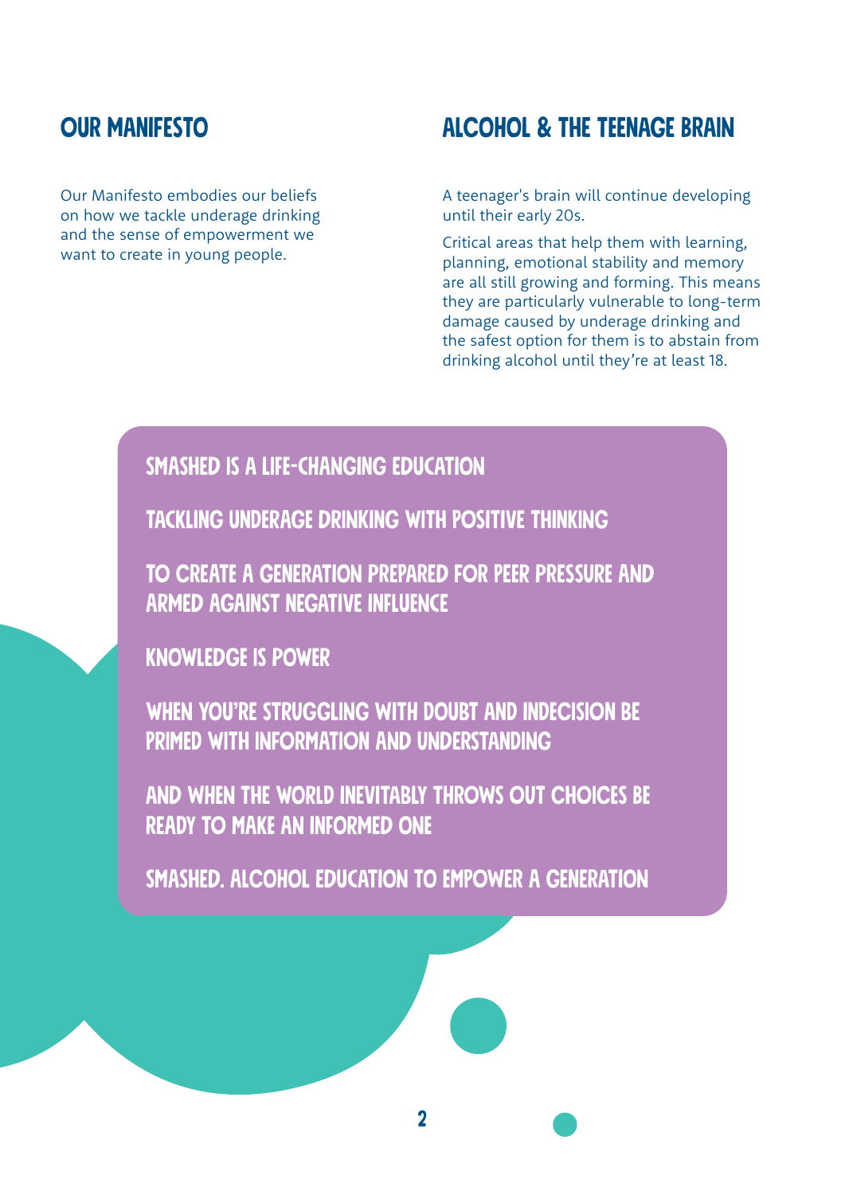## OUR MANIFESTO

Our Manifesto embodies our beliefs on how we tackle underage drinking and the sense of empowerment we want to create in young people.

## ALCOHOL & THE TEENAGE BRAIN

A teenager's brain will continue developing until their early 20s.

Critical areas that help them with learning, planning, emotional stability and memory are all still growing and forming. This means they are particularly vulnerable to long-term damage caused by underage drinking and the safest option for them is to abstain from drinking alcohol until they're at least 18.

**SMASHED IS A LIFE-CHANGING EDUCATION**

**TACKLING UNDERAGE DRINKING WITH POSITIVE THINKING**

**TO CREATE A GENERATION PREPARED FOR PEER PRESSURE AND ARMED AGAINST NEGATIVE INFLUENCE**

**KNOWLEDGE IS POWER**

**WHEN YOU'RE STRUGGLING WITH DOUBT AND INDECISION BE PRIMED WITH INFORMATION AND UNDERSTANDING**

**AND WHEN THE WORLD INEVITABLY THROWS OUT CHOICES BE READY TO MAKE AN INFORMED ONE**

**SMASHED. ALCOHOL EDUCATION TO EMPOWER A GENERATION**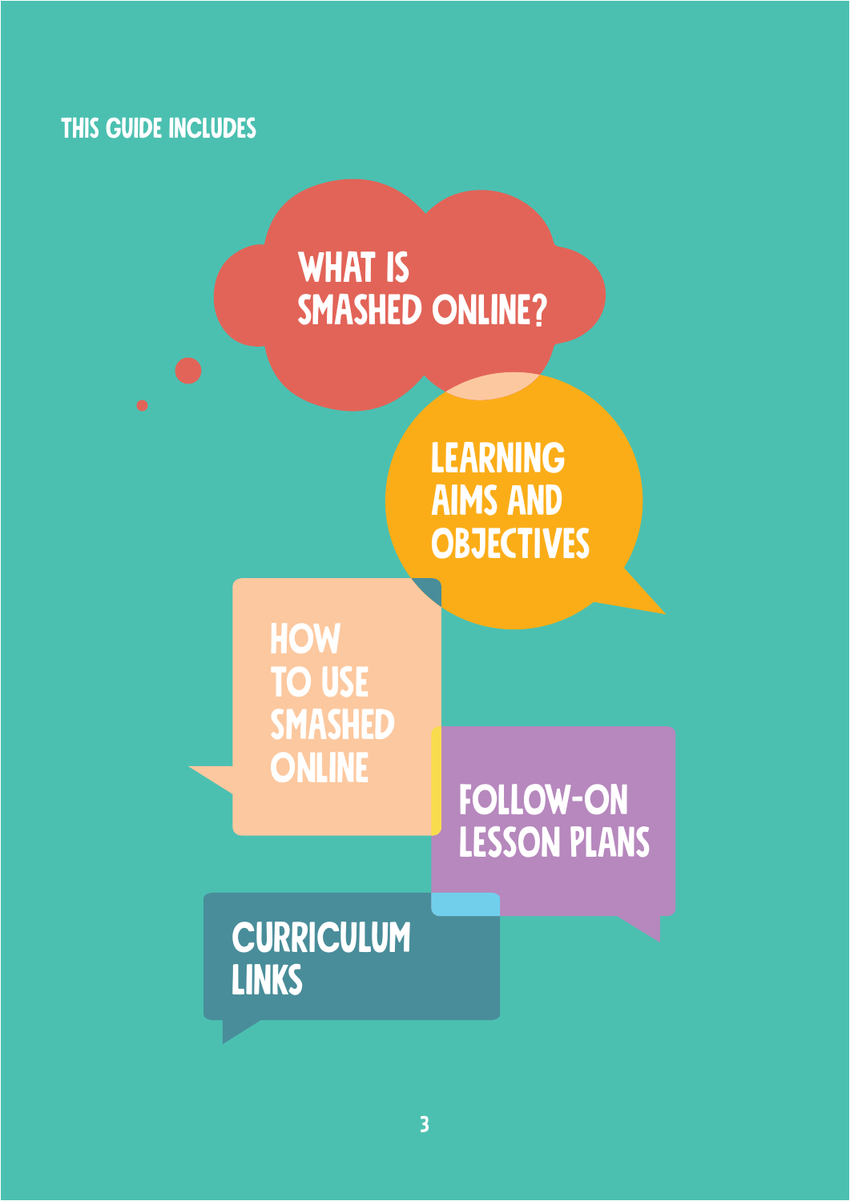## THIS GUIDE INCLUDES

- WHAT IS SMASHED ONLINE?
- LEARNING AIMS AND OBJECTIVES
- HOW TO USE SMASHED ONLINE
- FOLLOW-ON LESSON PLANS
- CURRICULUM LINKS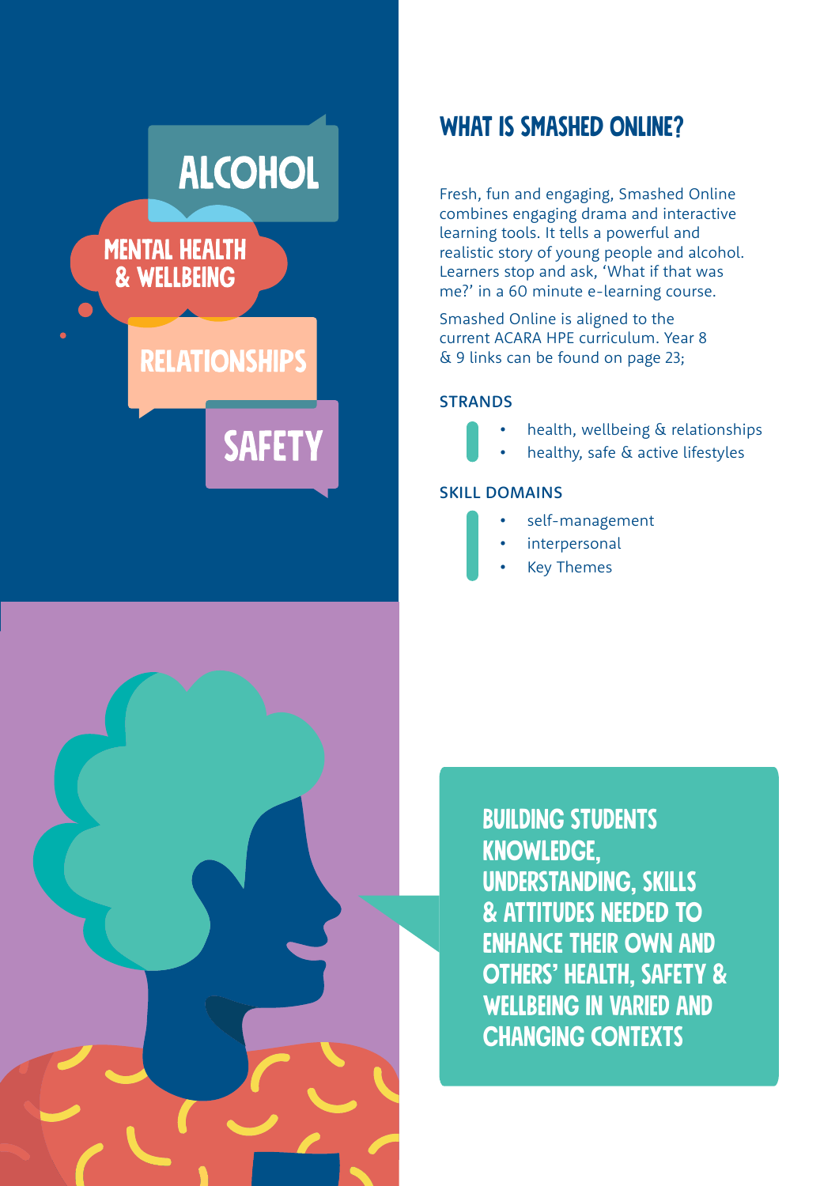ALCOHOL

MENTAL HEALTH & WELLBEING

RELATIONSHIPS

SAFETY

## WHAT IS SMASHED ONLINE?

Fresh, fun and engaging, Smashed Online combines engaging drama and interactive learning tools. It tells a powerful and realistic story of young people and alcohol. Learners stop and ask, 'What if that was me?' in a 60 minute e-learning course.

Smashed Online is aligned to the current ACARA HPE curriculum. Year 8 & 9 links can be found on page 23;

### STRANDS

- health, wellbeing & relationships
- healthy, safe & active lifestyles

### SKILL DOMAINS

- self-management
- interpersonal
- Key Themes

**BUILDING STUDENTS KNOWLEDGE, UNDERSTANDING, SKILLS & ATTITUDES NEEDED TO ENHANCE THEIR OWN AND OTHERS' HEALTH, SAFETY & WELLBEING IN VARIED AND CHANGING CONTEXTS**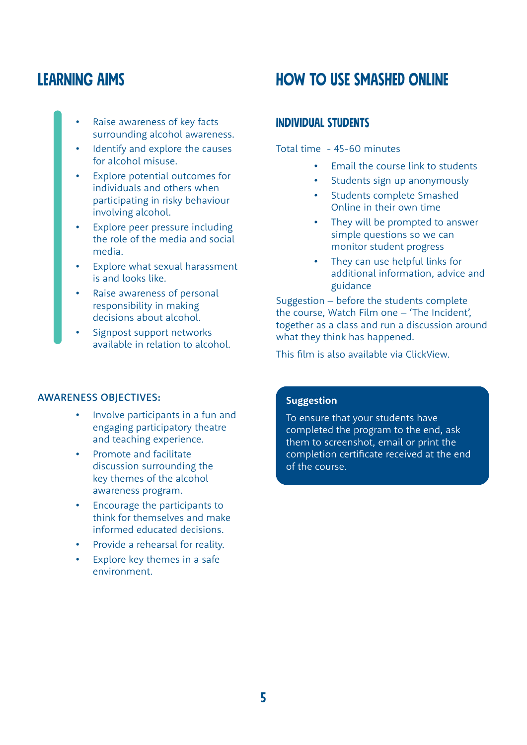# LEARNING AIMS

- Raise awareness of key facts surrounding alcohol awareness.
- Identify and explore the causes for alcohol misuse.
- Explore potential outcomes for individuals and others when participating in risky behaviour involving alcohol.
- Explore peer pressure including the role of the media and social media.
- Explore what sexual harassment is and looks like.
- Raise awareness of personal responsibility in making decisions about alcohol.
- Signpost support networks available in relation to alcohol.

### AWARENESS OBJECTIVES:

- Involve participants in a fun and engaging participatory theatre and teaching experience.
- Promote and facilitate discussion surrounding the key themes of the alcohol awareness program.
- Encourage the participants to think for themselves and make informed educated decisions.
- Provide a rehearsal for reality.
- Explore key themes in a safe environment.

# HOW TO USE SMASHED ONLINE

## INDIVIDUAL STUDENTS

Total time - 45-60 minutes

- Email the course link to students
- Students sign up anonymously
- Students complete Smashed Online in their own time
- They will be prompted to answer simple questions so we can monitor student progress
- They can use helpful links for additional information, advice and guidance

Suggestion – before the students complete the course, Watch Film one – 'The Incident', together as a class and run a discussion around what they think has happened.

This film is also available via ClickView.

**Suggestion**

To ensure that your students have completed the program to the end, ask them to screenshot, email or print the completion certificate received at the end of the course.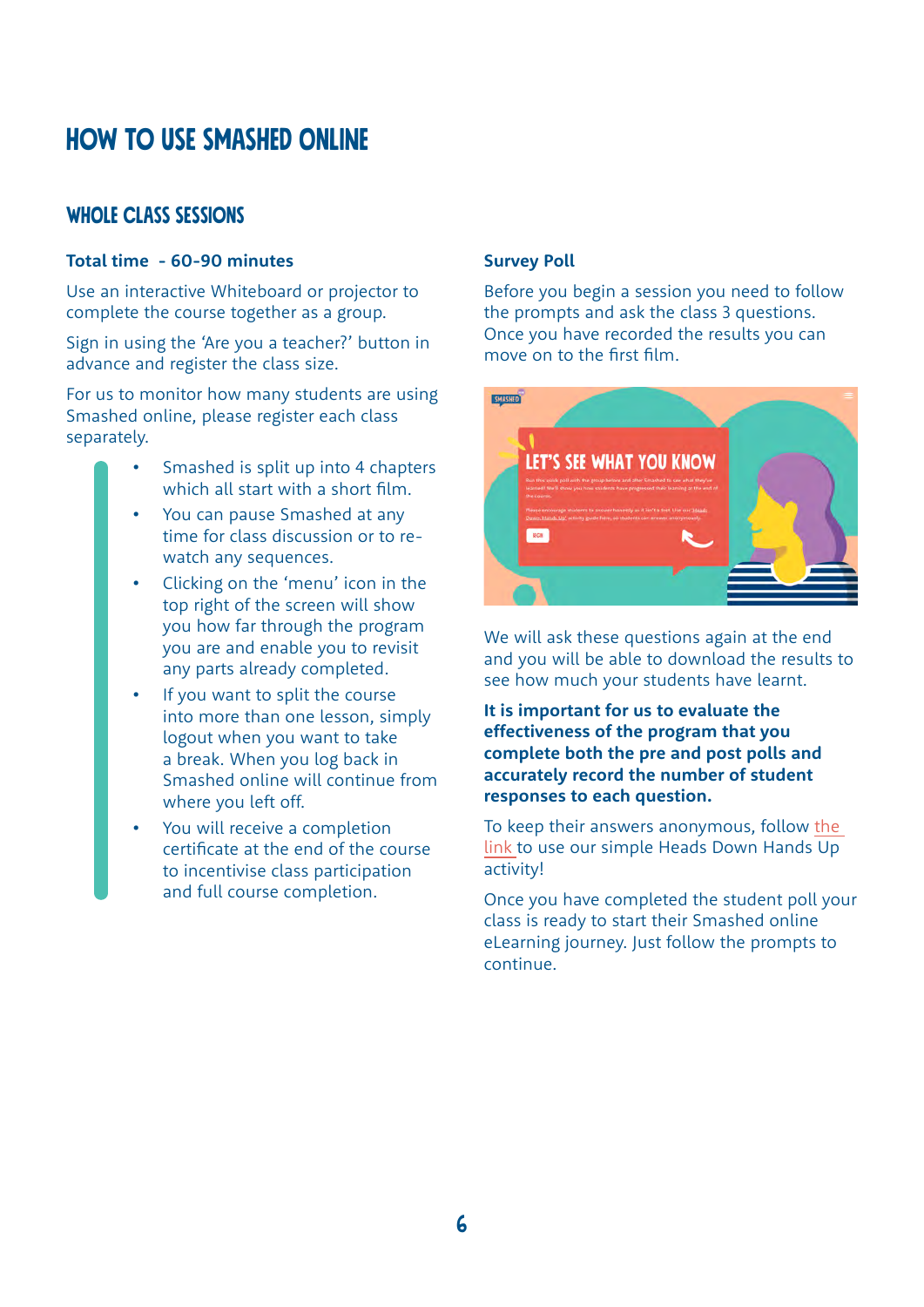# HOW TO USE SMASHED ONLINE

## WHOLE CLASS SESSIONS

**Total time - 60-90 minutes**

Use an interactive Whiteboard or projector to complete the course together as a group.

Sign in using the 'Are you a teacher?' button in advance and register the class size.

For us to monitor how many students are using Smashed online, please register each class separately.

- Smashed is split up into 4 chapters which all start with a short film.
- You can pause Smashed at any time for class discussion or to re-watch any sequences.
- Clicking on the 'menu' icon in the top right of the screen will show you how far through the program you are and enable you to revisit any parts already completed.
- If you want to split the course into more than one lesson, simply logout when you want to take a break. When you log back in Smashed online will continue from where you left off.
- You will receive a completion certificate at the end of the course to incentivise class participation and full course completion.

**Survey Poll**

Before you begin a session you need to follow the prompts and ask the class 3 questions. Once you have recorded the results you can move on to the first film.

We will ask these questions again at the end and you will be able to download the results to see how much your students have learnt.

**It is important for us to evaluate the effectiveness of the program that you complete both the pre and post polls and accurately record the number of student responses to each question.**

To keep their answers anonymous, follow the link to use our simple Heads Down Hands Up activity!

Once you have completed the student poll your class is ready to start their Smashed online eLearning journey. Just follow the prompts to continue.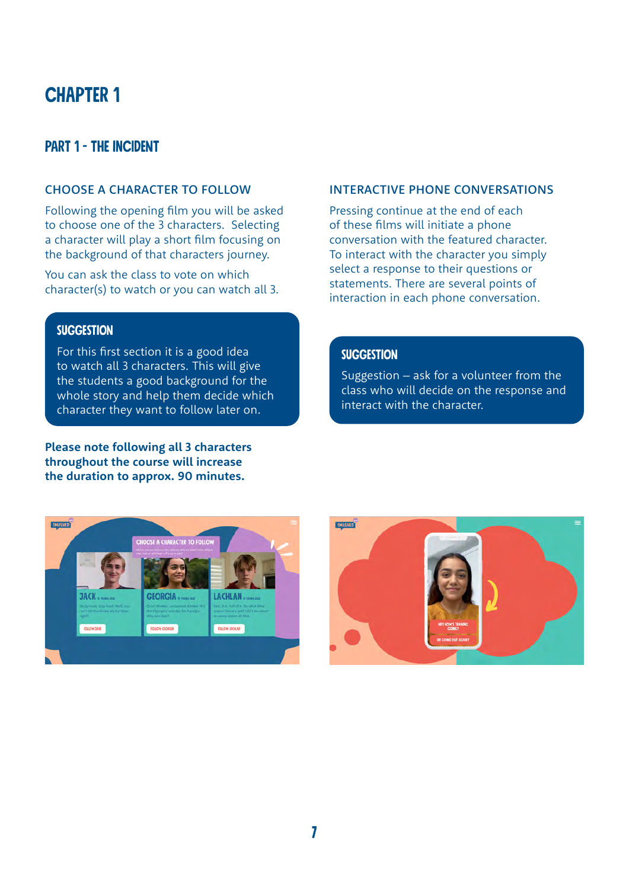# CHAPTER 1

## PART 1 - THE INCIDENT

### CHOOSE A CHARACTER TO FOLLOW

Following the opening film you will be asked to choose one of the 3 characters. Selecting a character will play a short film focusing on the background of that characters journey.

You can ask the class to vote on which character(s) to watch or you can watch all 3.

> **SUGGESTION**
>
> For this first section it is a good idea to watch all 3 characters. This will give the students a good background for the whole story and help them decide which character they want to follow later on.

**Please note following all 3 characters throughout the course will increase the duration to approx. 90 minutes.**

### INTERACTIVE PHONE CONVERSATIONS

Pressing continue at the end of each of these films will initiate a phone conversation with the featured character. To interact with the character you simply select a response to their questions or statements. There are several points of interaction in each phone conversation.

> **SUGGESTION**
>
> Suggestion – ask for a volunteer from the class who will decide on the response and interact with the character.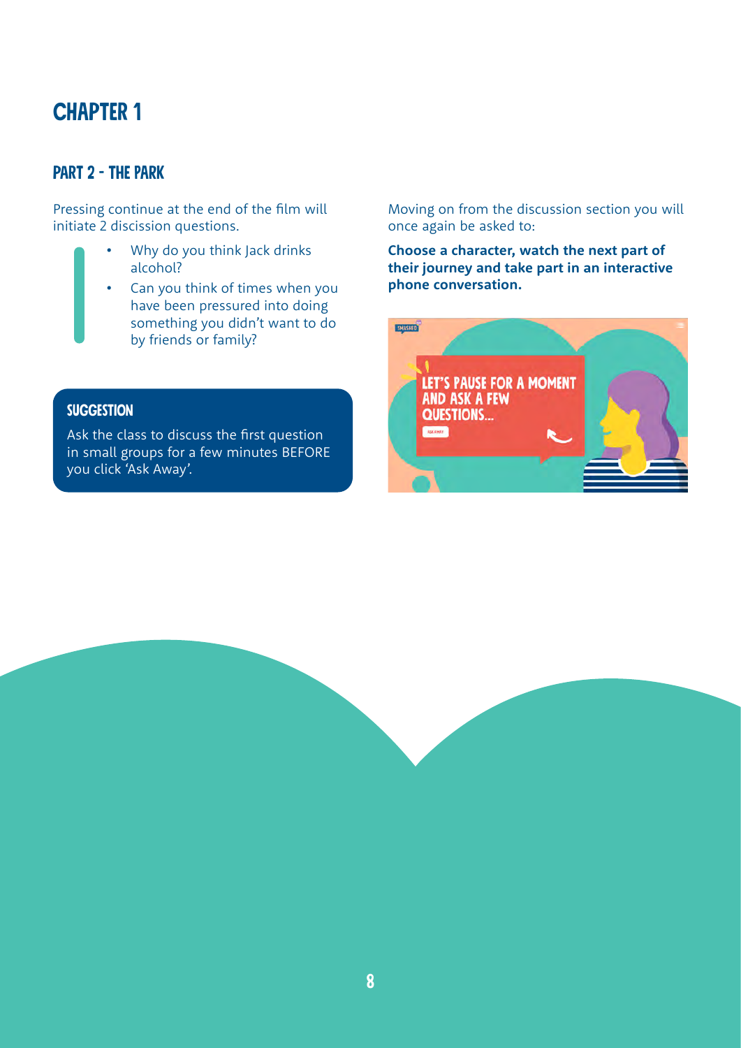# CHAPTER 1

## PART 2 - THE PARK

Pressing continue at the end of the film will initiate 2 discission questions.

- Why do you think Jack drinks alcohol?
- Can you think of times when you have been pressured into doing something you didn't want to do by friends or family?

### SUGGESTION

Ask the class to discuss the first question in small groups for a few minutes BEFORE you click 'Ask Away'.

Moving on from the discussion section you will once again be asked to:

**Choose a character, watch the next part of their journey and take part in an interactive phone conversation.**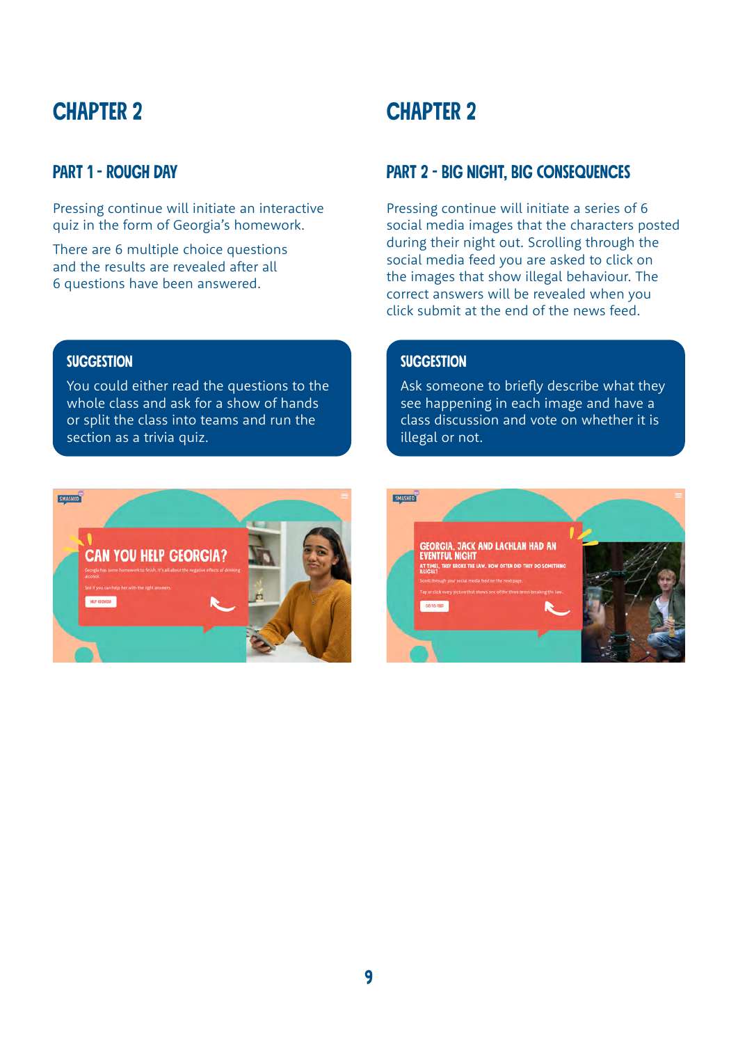# CHAPTER 2

## PART 1 - ROUGH DAY

Pressing continue will initiate an interactive quiz in the form of Georgia's homework.

There are 6 multiple choice questions and the results are revealed after all 6 questions have been answered.

### SUGGESTION

You could either read the questions to the whole class and ask for a show of hands or split the class into teams and run the section as a trivia quiz.

# CHAPTER 2

## PART 2 - BIG NIGHT, BIG CONSEQUENCES

Pressing continue will initiate a series of 6 social media images that the characters posted during their night out. Scrolling through the social media feed you are asked to click on the images that show illegal behaviour. The correct answers will be revealed when you click submit at the end of the news feed.

### SUGGESTION

Ask someone to briefly describe what they see happening in each image and have a class discussion and vote on whether it is illegal or not.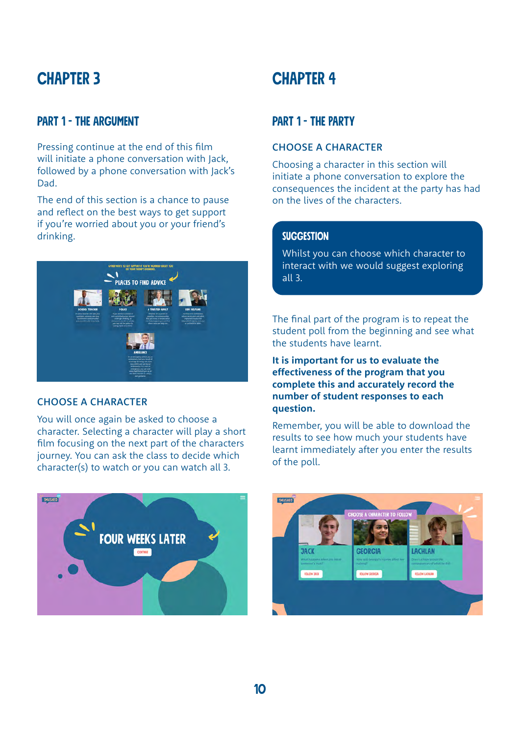# CHAPTER 3

## PART 1 - THE ARGUMENT

Pressing continue at the end of this film will initiate a phone conversation with Jack, followed by a phone conversation with Jack's Dad.

The end of this section is a chance to pause and reflect on the best ways to get support if you're worried about you or your friend's drinking.

### CHOOSE A CHARACTER

You will once again be asked to choose a character. Selecting a character will play a short film focusing on the next part of the characters journey. You can ask the class to decide which character(s) to watch or you can watch all 3.

# CHAPTER 4

## PART 1 - THE PARTY

### CHOOSE A CHARACTER

Choosing a character in this section will initiate a phone conversation to explore the consequences the incident at the party has had on the lives of the characters.

> **SUGGESTION**
>
> Whilst you can choose which character to interact with we would suggest exploring all 3.

The final part of the program is to repeat the student poll from the beginning and see what the students have learnt.

**It is important for us to evaluate the effectiveness of the program that you complete this and accurately record the number of student responses to each question.**

Remember, you will be able to download the results to see how much your students have learnt immediately after you enter the results of the poll.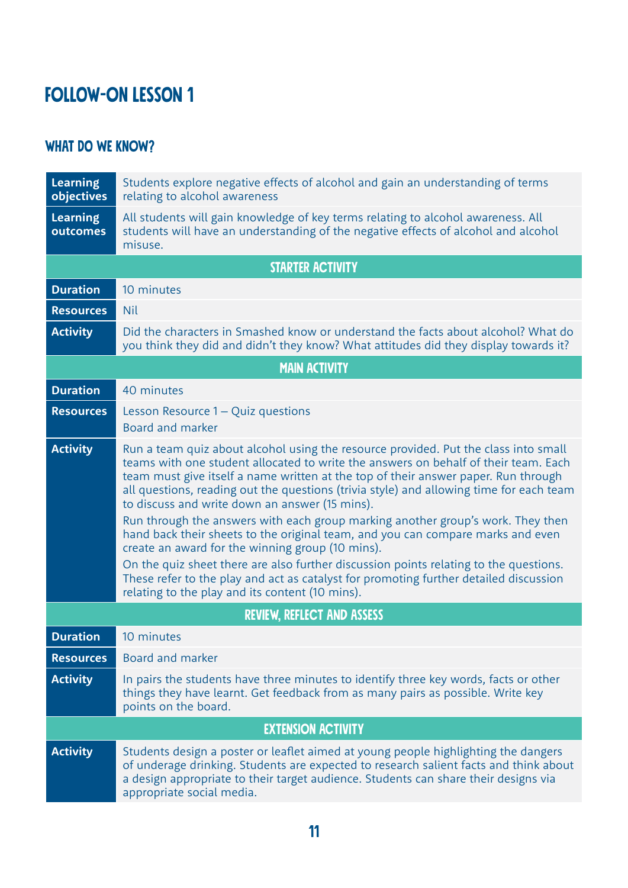# FOLLOW-ON LESSON 1

## WHAT DO WE KNOW?

| | |
|---|---|
| **Learning objectives** | Students explore negative effects of alcohol and gain an understanding of terms relating to alcohol awareness |
| **Learning outcomes** | All students will gain knowledge of key terms relating to alcohol awareness. All students will have an understanding of the negative effects of alcohol and alcohol misuse. |
| **STARTER ACTIVITY** | |
| **Duration** | 10 minutes |
| **Resources** | Nil |
| **Activity** | Did the characters in Smashed know or understand the facts about alcohol? What do you think they did and didn't they know? What attitudes did they display towards it? |
| **MAIN ACTIVITY** | |
| **Duration** | 40 minutes |
| **Resources** | Lesson Resource 1 – Quiz questions<br>Board and marker |
| **Activity** | Run a team quiz about alcohol using the resource provided. Put the class into small teams with one student allocated to write the answers on behalf of their team. Each team must give itself a name written at the top of their answer paper. Run through all questions, reading out the questions (trivia style) and allowing time for each team to discuss and write down an answer (15 mins).<br>Run through the answers with each group marking another group's work. They then hand back their sheets to the original team, and you can compare marks and even create an award for the winning group (10 mins).<br>On the quiz sheet there are also further discussion points relating to the questions. These refer to the play and act as catalyst for promoting further detailed discussion relating to the play and its content (10 mins). |
| **REVIEW, REFLECT AND ASSESS** | |
| **Duration** | 10 minutes |
| **Resources** | Board and marker |
| **Activity** | In pairs the students have three minutes to identify three key words, facts or other things they have learnt. Get feedback from as many pairs as possible. Write key points on the board. |
| **EXTENSION ACTIVITY** | |
| **Activity** | Students design a poster or leaflet aimed at young people highlighting the dangers of underage drinking. Students are expected to research salient facts and think about a design appropriate to their target audience. Students can share their designs via appropriate social media. |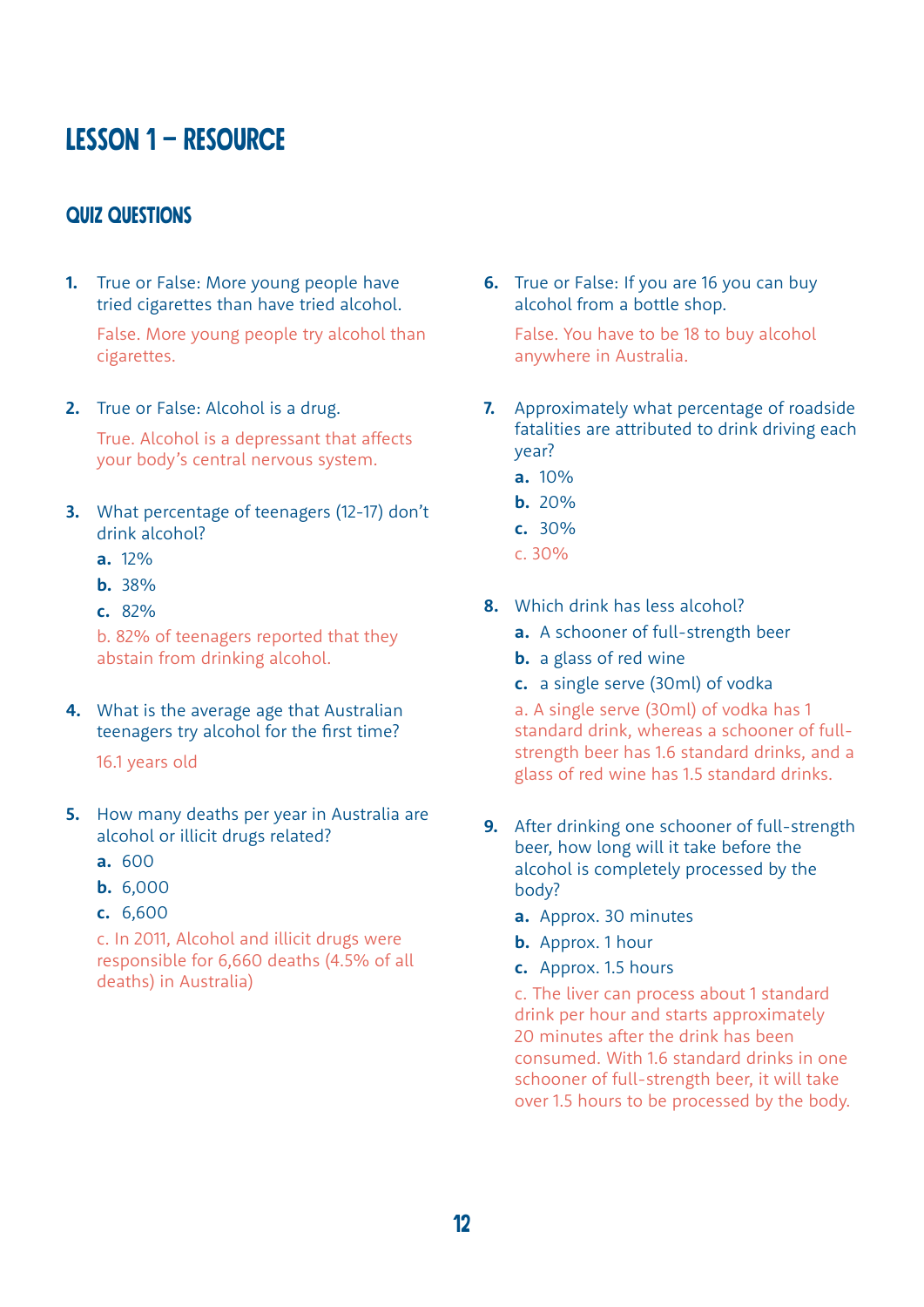# LESSON 1 – RESOURCE

## QUIZ QUESTIONS

1. True or False: More young people have tried cigarettes than have tried alcohol.

   False. More young people try alcohol than cigarettes.

2. True or False: Alcohol is a drug.

   True. Alcohol is a depressant that affects your body's central nervous system.

3. What percentage of teenagers (12-17) don't drink alcohol?

   **a.** 12%

   **b.** 38%

   **c.** 82%

   b. 82% of teenagers reported that they abstain from drinking alcohol.

4. What is the average age that Australian teenagers try alcohol for the first time?

   16.1 years old

5. How many deaths per year in Australia are alcohol or illicit drugs related?

   **a.** 600

   **b.** 6,000

   **c.** 6,600

   c. In 2011, Alcohol and illicit drugs were responsible for 6,660 deaths (4.5% of all deaths) in Australia)

6. True or False: If you are 16 you can buy alcohol from a bottle shop.

   False. You have to be 18 to buy alcohol anywhere in Australia.

7. Approximately what percentage of roadside fatalities are attributed to drink driving each year?

   **a.** 10%

   **b.** 20%

   **c.** 30%

   c. 30%

8. Which drink has less alcohol?

   **a.** A schooner of full-strength beer

   **b.** a glass of red wine

   **c.** a single serve (30ml) of vodka

   a. A single serve (30ml) of vodka has 1 standard drink, whereas a schooner of full-strength beer has 1.6 standard drinks, and a glass of red wine has 1.5 standard drinks.

9. After drinking one schooner of full-strength beer, how long will it take before the alcohol is completely processed by the body?

   **a.** Approx. 30 minutes

   **b.** Approx. 1 hour

   **c.** Approx. 1.5 hours

   c. The liver can process about 1 standard drink per hour and starts approximately 20 minutes after the drink has been consumed. With 1.6 standard drinks in one schooner of full-strength beer, it will take over 1.5 hours to be processed by the body.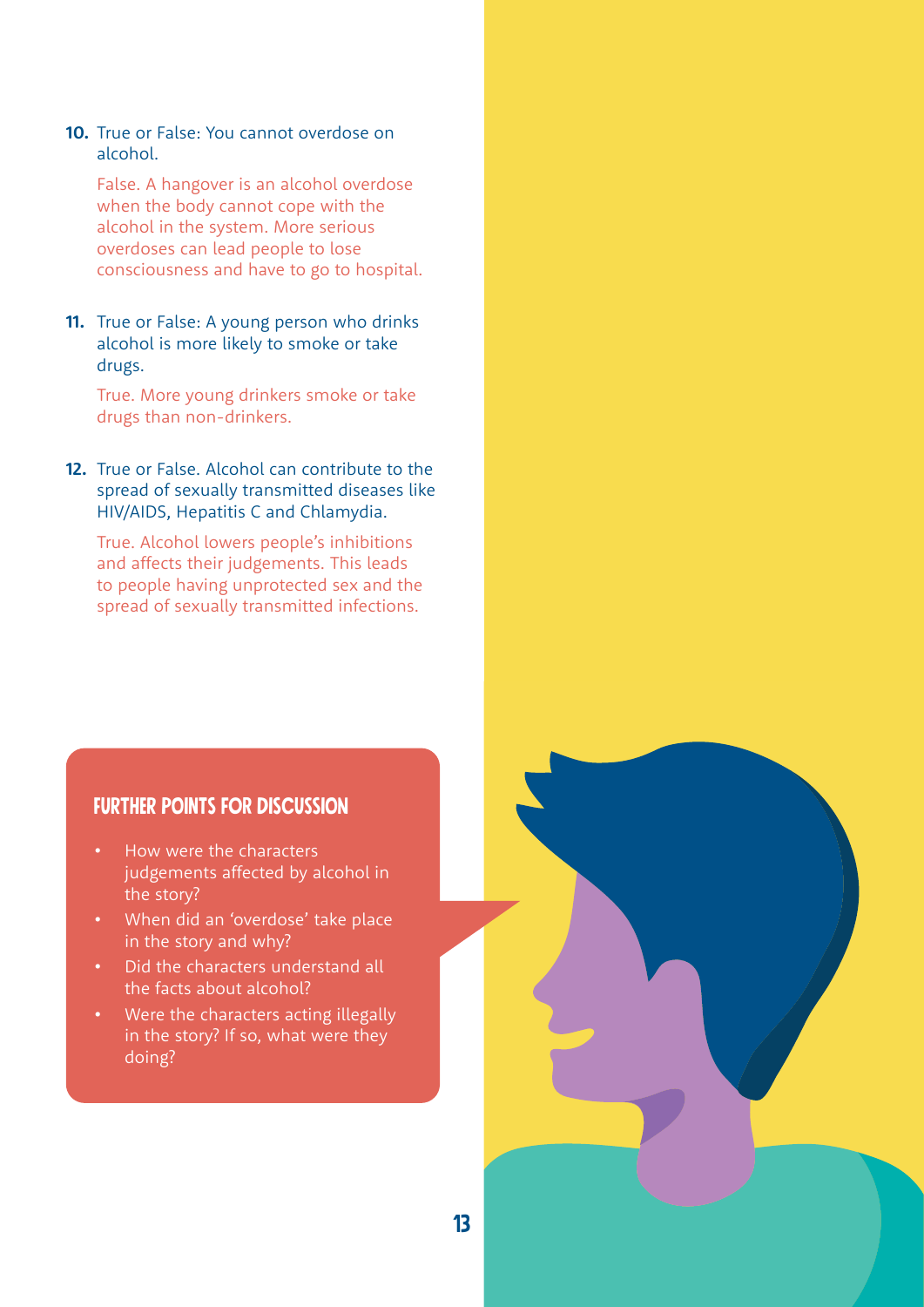10. True or False: You cannot overdose on alcohol.

    False. A hangover is an alcohol overdose when the body cannot cope with the alcohol in the system. More serious overdoses can lead people to lose consciousness and have to go to hospital.

11. True or False: A young person who drinks alcohol is more likely to smoke or take drugs.

    True. More young drinkers smoke or take drugs than non-drinkers.

12. True or False. Alcohol can contribute to the spread of sexually transmitted diseases like HIV/AIDS, Hepatitis C and Chlamydia.

    True. Alcohol lowers people's inhibitions and affects their judgements. This leads to people having unprotected sex and the spread of sexually transmitted infections.

## FURTHER POINTS FOR DISCUSSION

- How were the characters judgements affected by alcohol in the story?
- When did an 'overdose' take place in the story and why?
- Did the characters understand all the facts about alcohol?
- Were the characters acting illegally in the story? If so, what were they doing?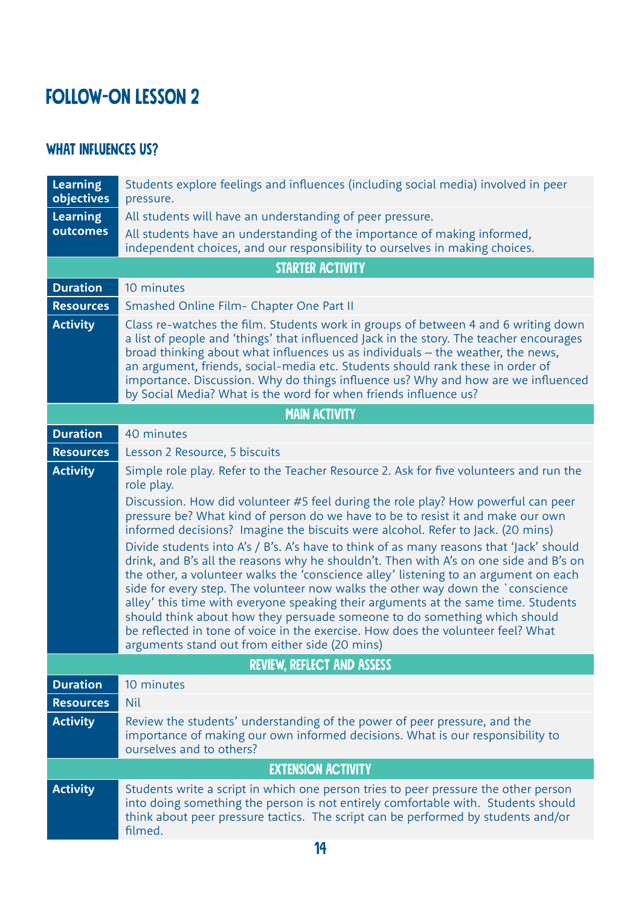# FOLLOW-ON LESSON 2

## WHAT INFLUENCES US?

| | |
|---|---|
| **Learning objectives** | Students explore feelings and influences (including social media) involved in peer pressure. |
| **Learning outcomes** | All students will have an understanding of peer pressure.<br>All students have an understanding of the importance of making informed, independent choices, and our responsibility to ourselves in making choices. |
| **STARTER ACTIVITY** | |
| **Duration** | 10 minutes |
| **Resources** | Smashed Online Film- Chapter One Part II |
| **Activity** | Class re-watches the film. Students work in groups of between 4 and 6 writing down a list of people and 'things' that influenced Jack in the story. The teacher encourages broad thinking about what influences us as individuals – the weather, the news, an argument, friends, social-media etc. Students should rank these in order of importance. Discussion. Why do things influence us? Why and how are we influenced by Social Media? What is the word for when friends influence us? |
| **MAIN ACTIVITY** | |
| **Duration** | 40 minutes |
| **Resources** | Lesson 2 Resource, 5 biscuits |
| **Activity** | Simple role play. Refer to the Teacher Resource 2. Ask for five volunteers and run the role play.<br>Discussion. How did volunteer #5 feel during the role play? How powerful can peer pressure be? What kind of person do we have to be to resist it and make our own informed decisions? Imagine the biscuits were alcohol. Refer to Jack. (20 mins)<br>Divide students into A's / B's. A's have to think of as many reasons that 'Jack' should drink, and B's all the reasons why he shouldn't. Then with A's on one side and B's on the other, a volunteer walks the 'conscience alley' listening to an argument on each side for every step. The volunteer now walks the other way down the `conscience alley' this time with everyone speaking their arguments at the same time. Students should think about how they persuade someone to do something which should be reflected in tone of voice in the exercise. How does the volunteer feel? What arguments stand out from either side (20 mins) |
| **REVIEW, REFLECT AND ASSESS** | |
| **Duration** | 10 minutes |
| **Resources** | Nil |
| **Activity** | Review the students' understanding of the power of peer pressure, and the importance of making our own informed decisions. What is our responsibility to ourselves and to others? |
| **EXTENSION ACTIVITY** | |
| **Activity** | Students write a script in which one person tries to peer pressure the other person into doing something the person is not entirely comfortable with. Students should think about peer pressure tactics. The script can be performed by students and/or filmed. |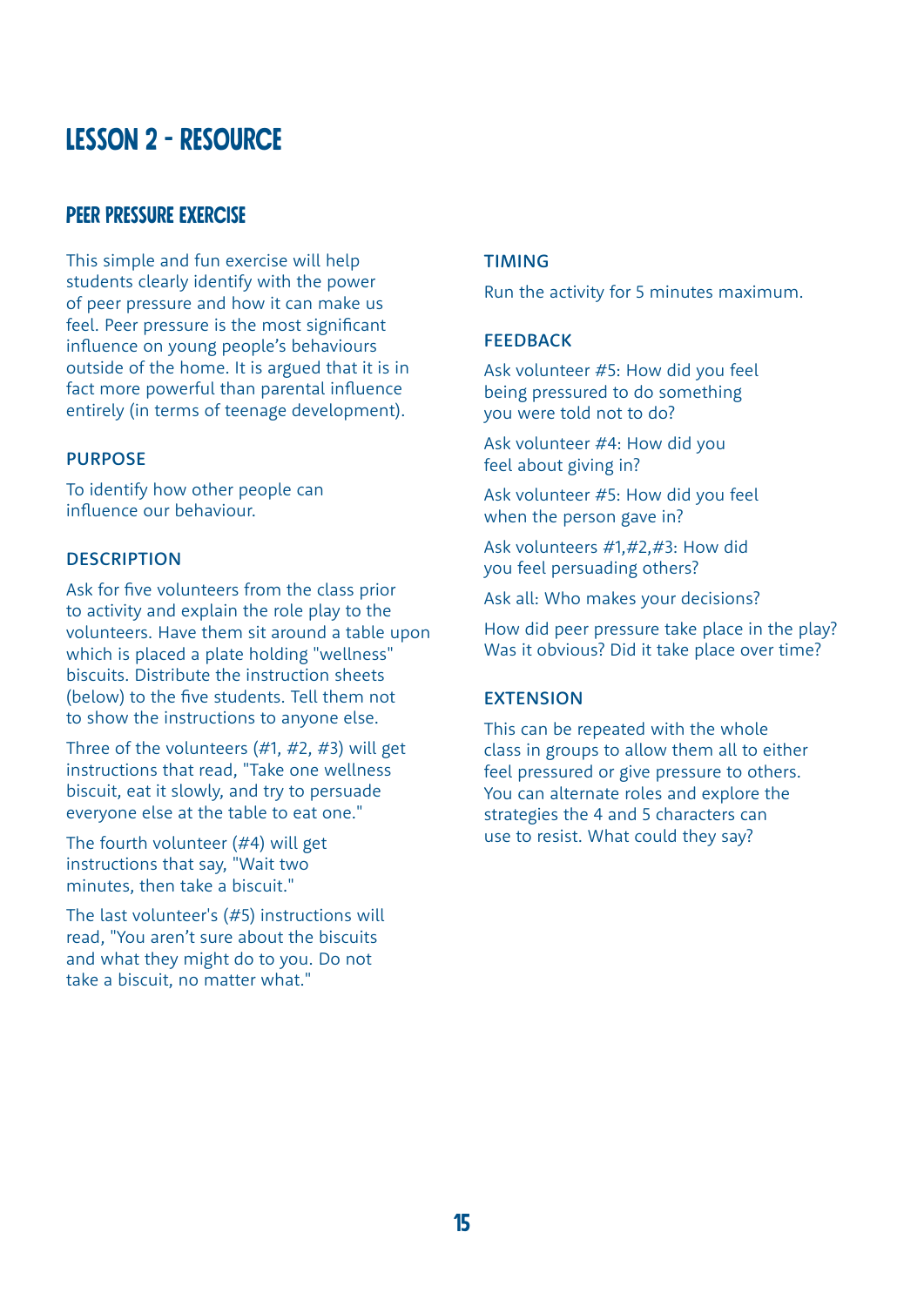# LESSON 2 - RESOURCE

## PEER PRESSURE EXERCISE

This simple and fun exercise will help students clearly identify with the power of peer pressure and how it can make us feel. Peer pressure is the most significant influence on young people's behaviours outside of the home. It is argued that it is in fact more powerful than parental influence entirely (in terms of teenage development).

### PURPOSE

To identify how other people can influence our behaviour.

### DESCRIPTION

Ask for five volunteers from the class prior to activity and explain the role play to the volunteers. Have them sit around a table upon which is placed a plate holding "wellness" biscuits. Distribute the instruction sheets (below) to the five students. Tell them not to show the instructions to anyone else.

Three of the volunteers (#1, #2, #3) will get instructions that read, "Take one wellness biscuit, eat it slowly, and try to persuade everyone else at the table to eat one."

The fourth volunteer (#4) will get instructions that say, "Wait two minutes, then take a biscuit."

The last volunteer's (#5) instructions will read, "You aren't sure about the biscuits and what they might do to you. Do not take a biscuit, no matter what."

### TIMING

Run the activity for 5 minutes maximum.

### FEEDBACK

Ask volunteer #5: How did you feel being pressured to do something you were told not to do?

Ask volunteer #4: How did you feel about giving in?

Ask volunteer #5: How did you feel when the person gave in?

Ask volunteers #1,#2,#3: How did you feel persuading others?

Ask all: Who makes your decisions?

How did peer pressure take place in the play? Was it obvious? Did it take place over time?

### EXTENSION

This can be repeated with the whole class in groups to allow them all to either feel pressured or give pressure to others. You can alternate roles and explore the strategies the 4 and 5 characters can use to resist. What could they say?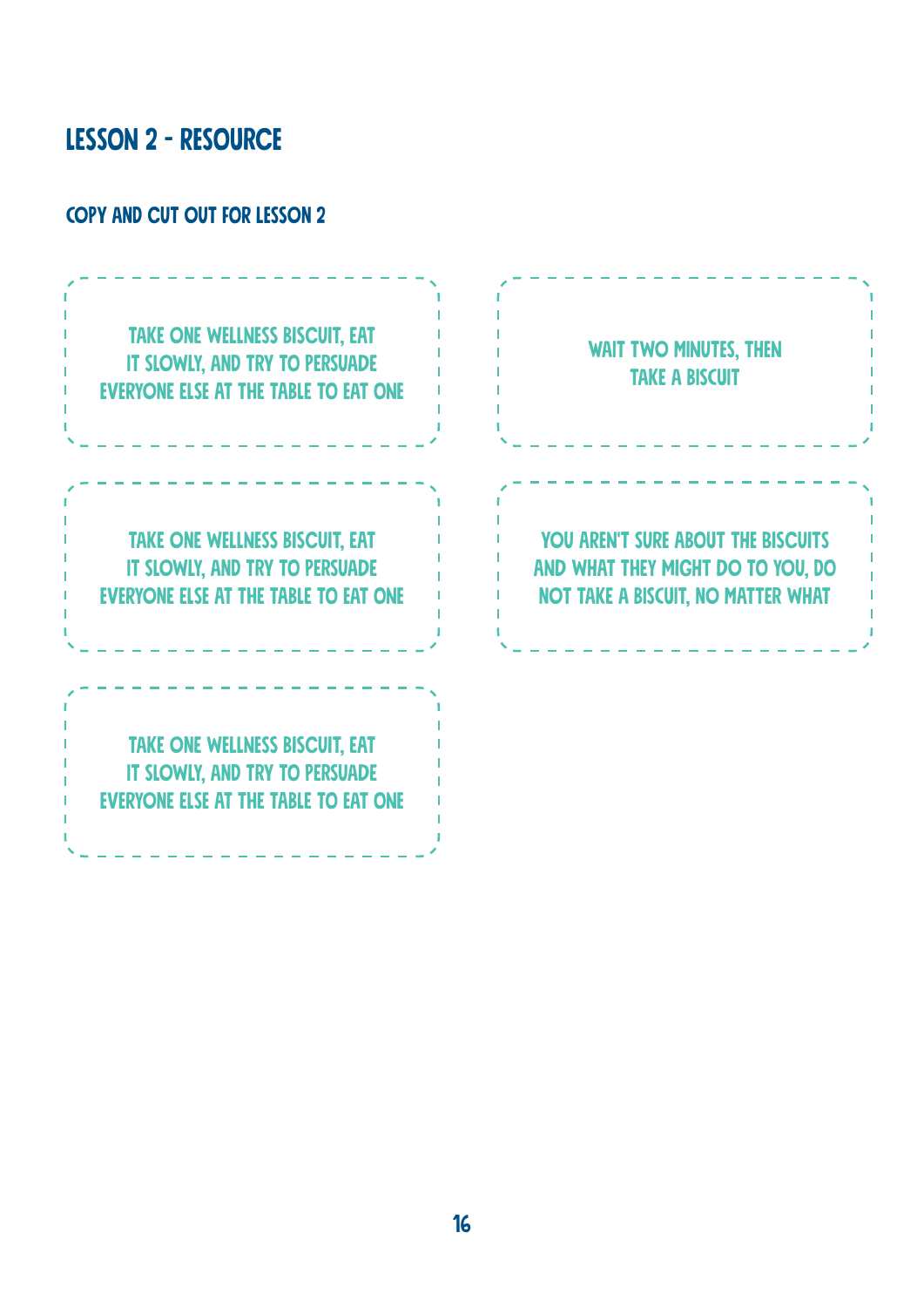# LESSON 2 - RESOURCE

## COPY AND CUT OUT FOR LESSON 2

TAKE ONE WELLNESS BISCUIT, EAT IT SLOWLY, AND TRY TO PERSUADE EVERYONE ELSE AT THE TABLE TO EAT ONE

WAIT TWO MINUTES, THEN TAKE A BISCUIT

TAKE ONE WELLNESS BISCUIT, EAT IT SLOWLY, AND TRY TO PERSUADE EVERYONE ELSE AT THE TABLE TO EAT ONE

YOU AREN'T SURE ABOUT THE BISCUITS AND WHAT THEY MIGHT DO TO YOU, DO NOT TAKE A BISCUIT, NO MATTER WHAT

TAKE ONE WELLNESS BISCUIT, EAT IT SLOWLY, AND TRY TO PERSUADE EVERYONE ELSE AT THE TABLE TO EAT ONE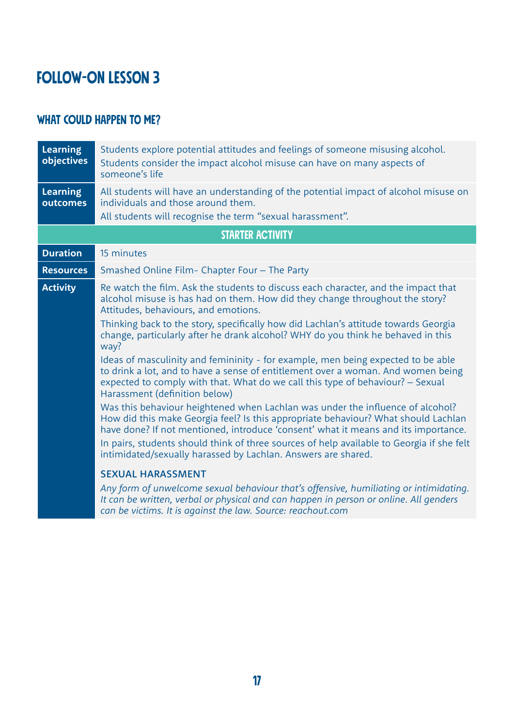# FOLLOW-ON LESSON 3

## WHAT COULD HAPPEN TO ME?

| | |
|---|---|
| **Learning objectives** | Students explore potential attitudes and feelings of someone misusing alcohol.<br>Students consider the impact alcohol misuse can have on many aspects of someone's life |
| **Learning outcomes** | All students will have an understanding of the potential impact of alcohol misuse on individuals and those around them.<br>All students will recognise the term "sexual harassment". |
| **STARTER ACTIVITY** | |
| **Duration** | 15 minutes |
| **Resources** | Smashed Online Film- Chapter Four – The Party |
| **Activity** | Re watch the film. Ask the students to discuss each character, and the impact that alcohol misuse is has had on them. How did they change throughout the story? Attitudes, behaviours, and emotions.<br>Thinking back to the story, specifically how did Lachlan's attitude towards Georgia change, particularly after he drank alcohol? WHY do you think he behaved in this way?<br>Ideas of masculinity and femininity - for example, men being expected to be able to drink a lot, and to have a sense of entitlement over a woman. And women being expected to comply with that. What do we call this type of behaviour? – Sexual Harassment (definition below)<br>Was this behaviour heightened when Lachlan was under the influence of alcohol? How did this make Georgia feel? Is this appropriate behaviour? What should Lachlan have done? If not mentioned, introduce 'consent' what it means and its importance.<br>In pairs, students should think of three sources of help available to Georgia if she felt intimidated/sexually harassed by Lachlan. Answers are shared.<br><br>**SEXUAL HARASSMENT**<br>*Any form of unwelcome sexual behaviour that's offensive, humiliating or intimidating. It can be written, verbal or physical and can happen in person or online. All genders can be victims. It is against the law. Source: reachout.com* |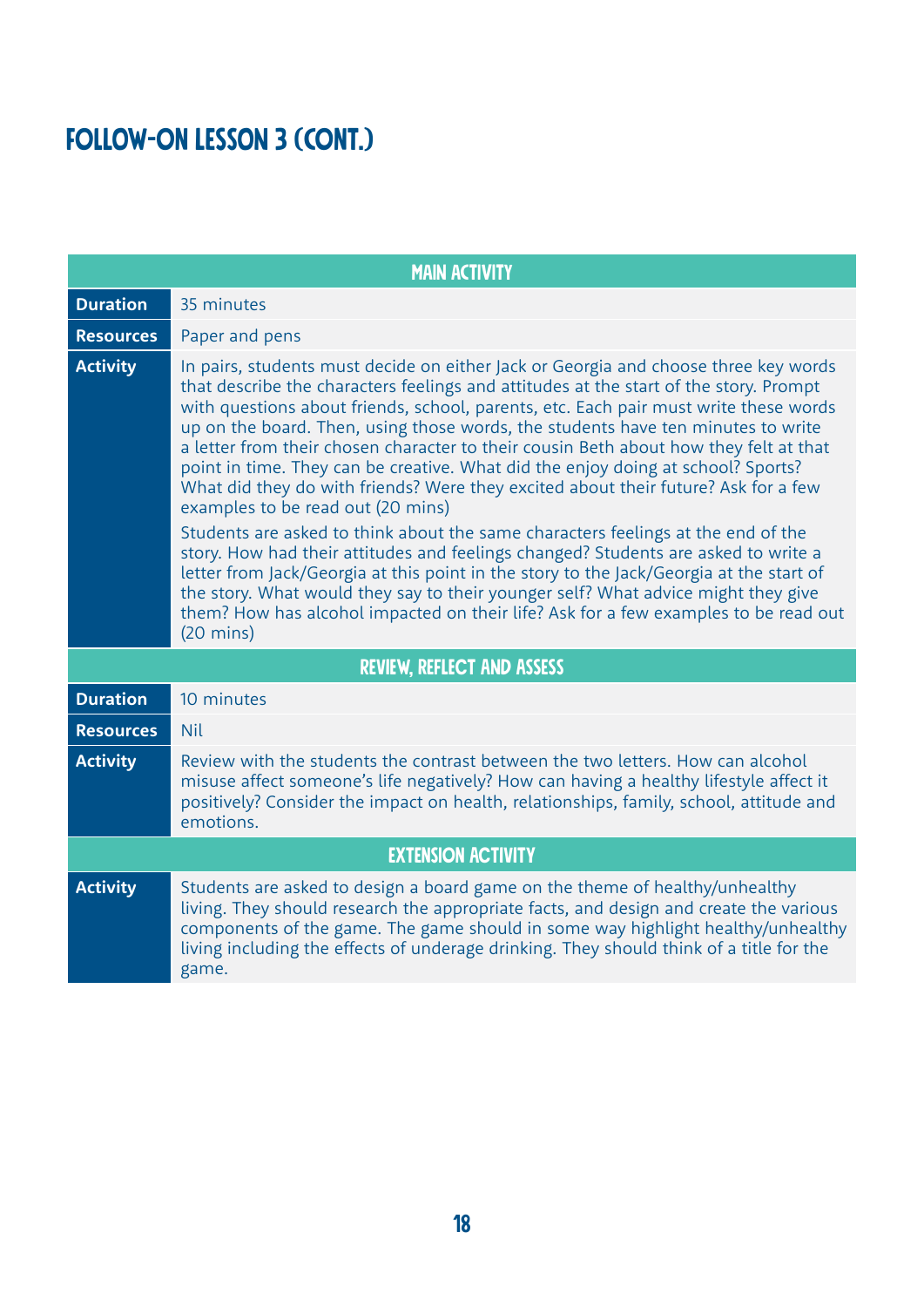# FOLLOW-ON LESSON 3 (CONT.)

| MAIN ACTIVITY | |
|---|---|
| **Duration** | 35 minutes |
| **Resources** | Paper and pens |
| **Activity** | In pairs, students must decide on either Jack or Georgia and choose three key words that describe the characters feelings and attitudes at the start of the story. Prompt with questions about friends, school, parents, etc. Each pair must write these words up on the board. Then, using those words, the students have ten minutes to write a letter from their chosen character to their cousin Beth about how they felt at that point in time. They can be creative. What did the enjoy doing at school? Sports? What did they do with friends? Were they excited about their future? Ask for a few examples to be read out (20 mins)<br><br>Students are asked to think about the same characters feelings at the end of the story. How had their attitudes and feelings changed? Students are asked to write a letter from Jack/Georgia at this point in the story to the Jack/Georgia at the start of the story. What would they say to their younger self? What advice might they give them? How has alcohol impacted on their life? Ask for a few examples to be read out (20 mins) |
| **REVIEW, REFLECT AND ASSESS** | |
| **Duration** | 10 minutes |
| **Resources** | Nil |
| **Activity** | Review with the students the contrast between the two letters. How can alcohol misuse affect someone's life negatively? How can having a healthy lifestyle affect it positively? Consider the impact on health, relationships, family, school, attitude and emotions. |
| **EXTENSION ACTIVITY** | |
| **Activity** | Students are asked to design a board game on the theme of healthy/unhealthy living. They should research the appropriate facts, and design and create the various components of the game. The game should in some way highlight healthy/unhealthy living including the effects of underage drinking. They should think of a title for the game. |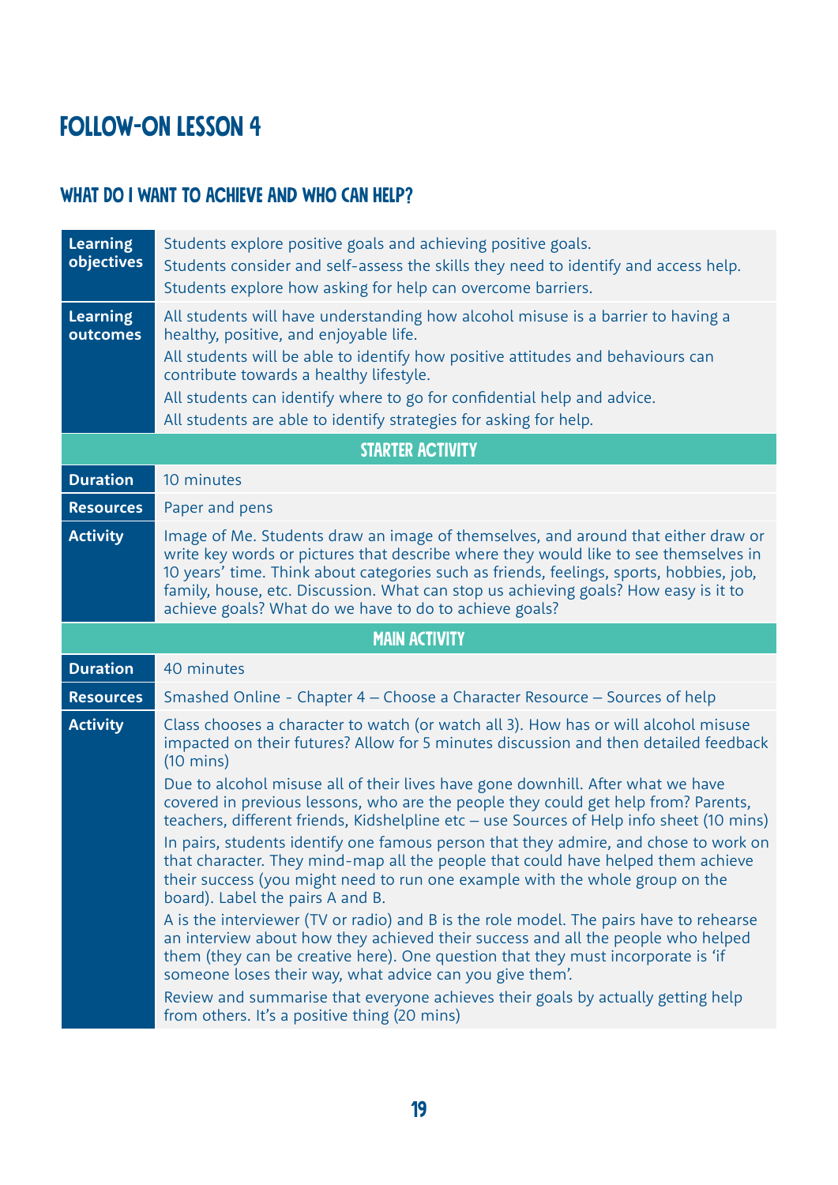# FOLLOW-ON LESSON 4

## WHAT DO I WANT TO ACHIEVE AND WHO CAN HELP?

| | |
|---|---|
| **Learning objectives** | Students explore positive goals and achieving positive goals.<br>Students consider and self-assess the skills they need to identify and access help.<br>Students explore how asking for help can overcome barriers. |
| **Learning outcomes** | All students will have understanding how alcohol misuse is a barrier to having a healthy, positive, and enjoyable life.<br>All students will be able to identify how positive attitudes and behaviours can contribute towards a healthy lifestyle.<br>All students can identify where to go for confidential help and advice.<br>All students are able to identify strategies for asking for help. |
| **STARTER ACTIVITY** | |
| **Duration** | 10 minutes |
| **Resources** | Paper and pens |
| **Activity** | Image of Me. Students draw an image of themselves, and around that either draw or write key words or pictures that describe where they would like to see themselves in 10 years' time. Think about categories such as friends, feelings, sports, hobbies, job, family, house, etc. Discussion. What can stop us achieving goals? How easy is it to achieve goals? What do we have to do to achieve goals? |
| **MAIN ACTIVITY** | |
| **Duration** | 40 minutes |
| **Resources** | Smashed Online - Chapter 4 – Choose a Character Resource – Sources of help |
| **Activity** | Class chooses a character to watch (or watch all 3). How has or will alcohol misuse impacted on their futures? Allow for 5 minutes discussion and then detailed feedback (10 mins)<br>Due to alcohol misuse all of their lives have gone downhill. After what we have covered in previous lessons, who are the people they could get help from? Parents, teachers, different friends, Kidshelpline etc – use Sources of Help info sheet (10 mins)<br>In pairs, students identify one famous person that they admire, and chose to work on that character. They mind-map all the people that could have helped them achieve their success (you might need to run one example with the whole group on the board). Label the pairs A and B.<br>A is the interviewer (TV or radio) and B is the role model. The pairs have to rehearse an interview about how they achieved their success and all the people who helped them (they can be creative here). One question that they must incorporate is 'if someone loses their way, what advice can you give them'.<br>Review and summarise that everyone achieves their goals by actually getting help from others. It's a positive thing (20 mins) |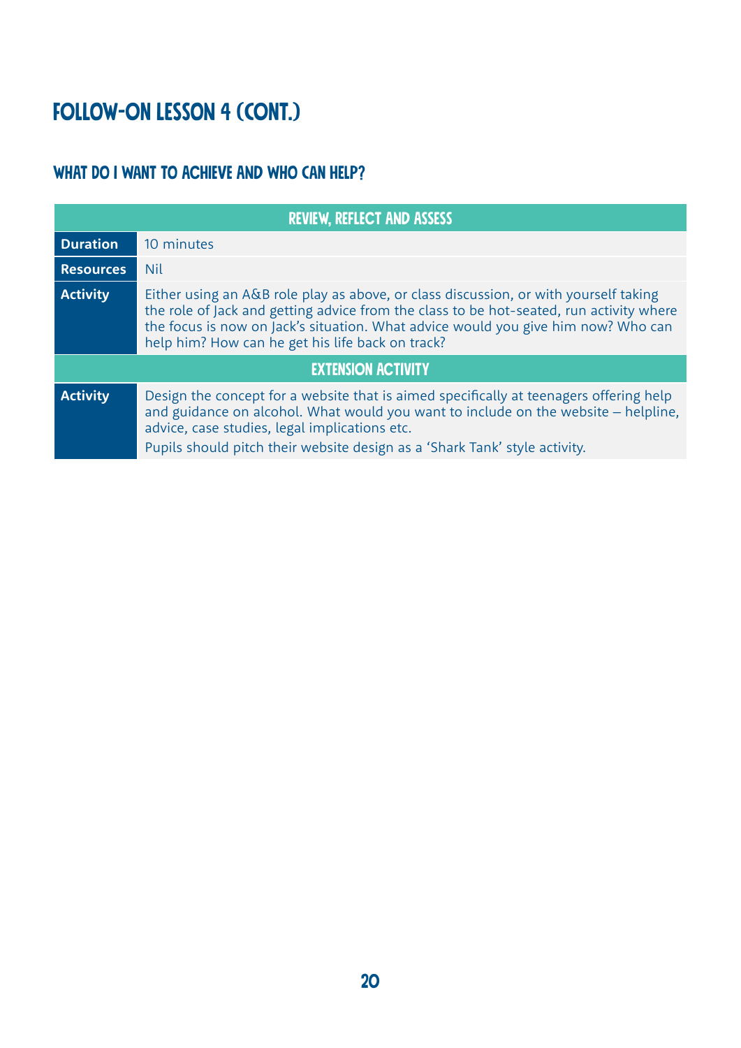# FOLLOW-ON LESSON 4 (CONT.)

## WHAT DO I WANT TO ACHIEVE AND WHO CAN HELP?

| REVIEW, REFLECT AND ASSESS | |
|---|---|
| **Duration** | 10 minutes |
| **Resources** | Nil |
| **Activity** | Either using an A&B role play as above, or class discussion, or with yourself taking the role of Jack and getting advice from the class to be hot-seated, run activity where the focus is now on Jack's situation. What advice would you give him now? Who can help him? How can he get his life back on track? |
| **EXTENSION ACTIVITY** | |
| **Activity** | Design the concept for a website that is aimed specifically at teenagers offering help and guidance on alcohol. What would you want to include on the website – helpline, advice, case studies, legal implications etc.<br>Pupils should pitch their website design as a 'Shark Tank' style activity. |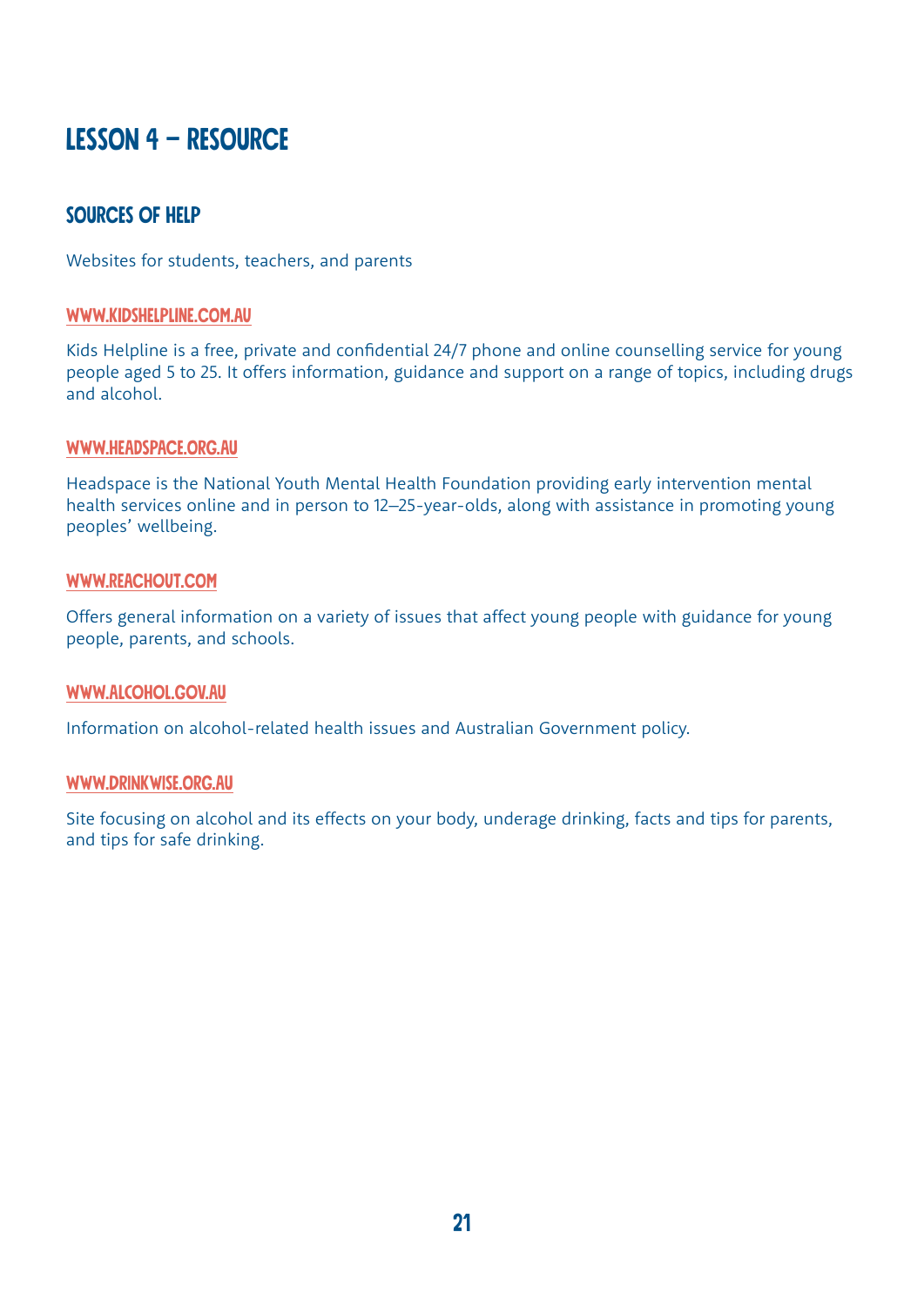# LESSON 4 – RESOURCE

## SOURCES OF HELP

Websites for students, teachers, and parents

### WWW.KIDSHELPLINE.COM.AU

Kids Helpline is a free, private and confidential 24/7 phone and online counselling service for young people aged 5 to 25. It offers information, guidance and support on a range of topics, including drugs and alcohol.

### WWW.HEADSPACE.ORG.AU

Headspace is the National Youth Mental Health Foundation providing early intervention mental health services online and in person to 12–25-year-olds, along with assistance in promoting young peoples' wellbeing.

### WWW.REACHOUT.COM

Offers general information on a variety of issues that affect young people with guidance for young people, parents, and schools.

### WWW.ALCOHOL.GOV.AU

Information on alcohol-related health issues and Australian Government policy.

### WWW.DRINKWISE.ORG.AU

Site focusing on alcohol and its effects on your body, underage drinking, facts and tips for parents, and tips for safe drinking.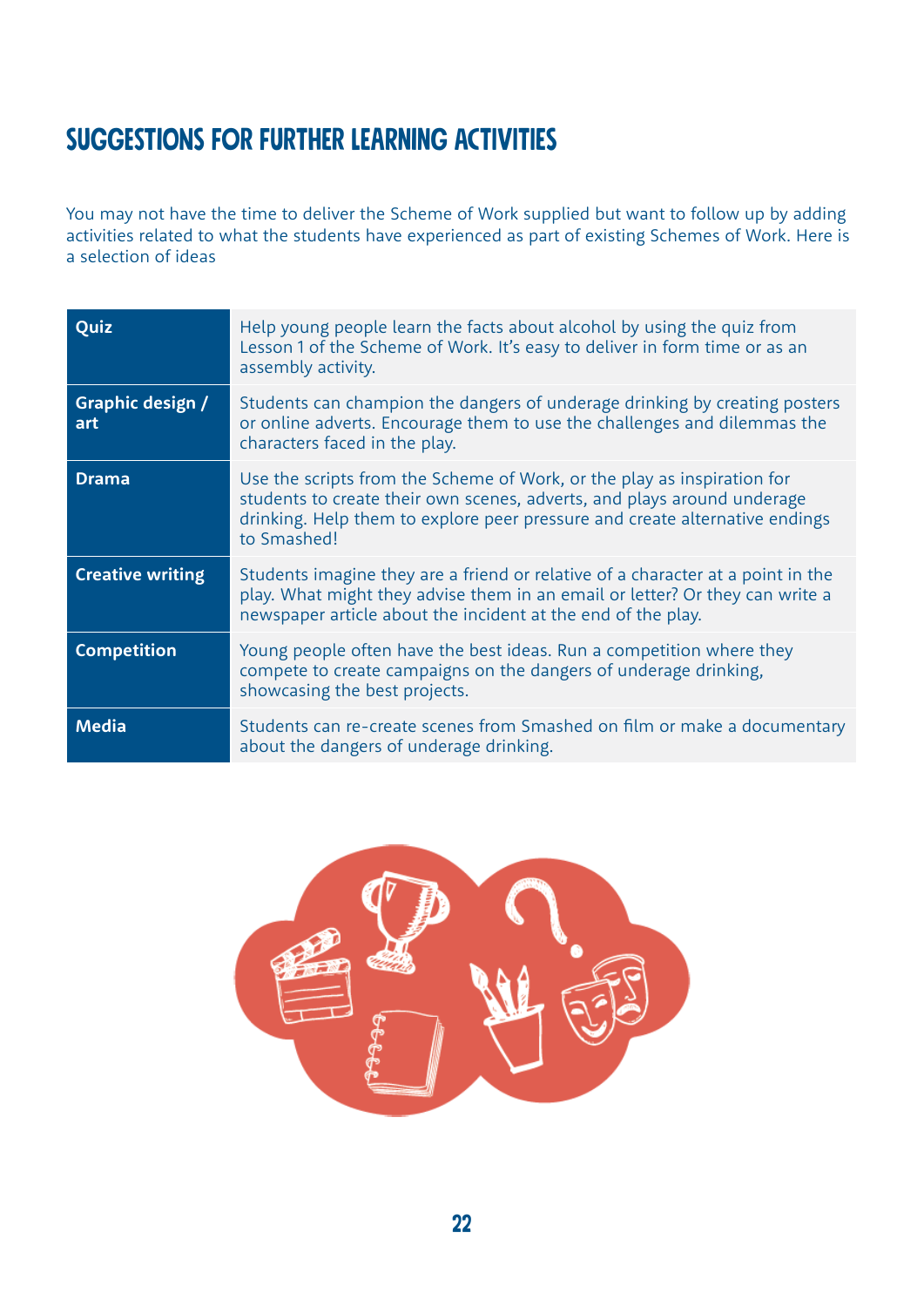# SUGGESTIONS FOR FURTHER LEARNING ACTIVITIES

You may not have the time to deliver the Scheme of Work supplied but want to follow up by adding activities related to what the students have experienced as part of existing Schemes of Work. Here is a selection of ideas

| | |
|---|---|
| **Quiz** | Help young people learn the facts about alcohol by using the quiz from Lesson 1 of the Scheme of Work. It's easy to deliver in form time or as an assembly activity. |
| **Graphic design / art** | Students can champion the dangers of underage drinking by creating posters or online adverts. Encourage them to use the challenges and dilemmas the characters faced in the play. |
| **Drama** | Use the scripts from the Scheme of Work, or the play as inspiration for students to create their own scenes, adverts, and plays around underage drinking. Help them to explore peer pressure and create alternative endings to Smashed! |
| **Creative writing** | Students imagine they are a friend or relative of a character at a point in the play. What might they advise them in an email or letter? Or they can write a newspaper article about the incident at the end of the play. |
| **Competition** | Young people often have the best ideas. Run a competition where they compete to create campaigns on the dangers of underage drinking, showcasing the best projects. |
| **Media** | Students can re-create scenes from Smashed on film or make a documentary about the dangers of underage drinking. |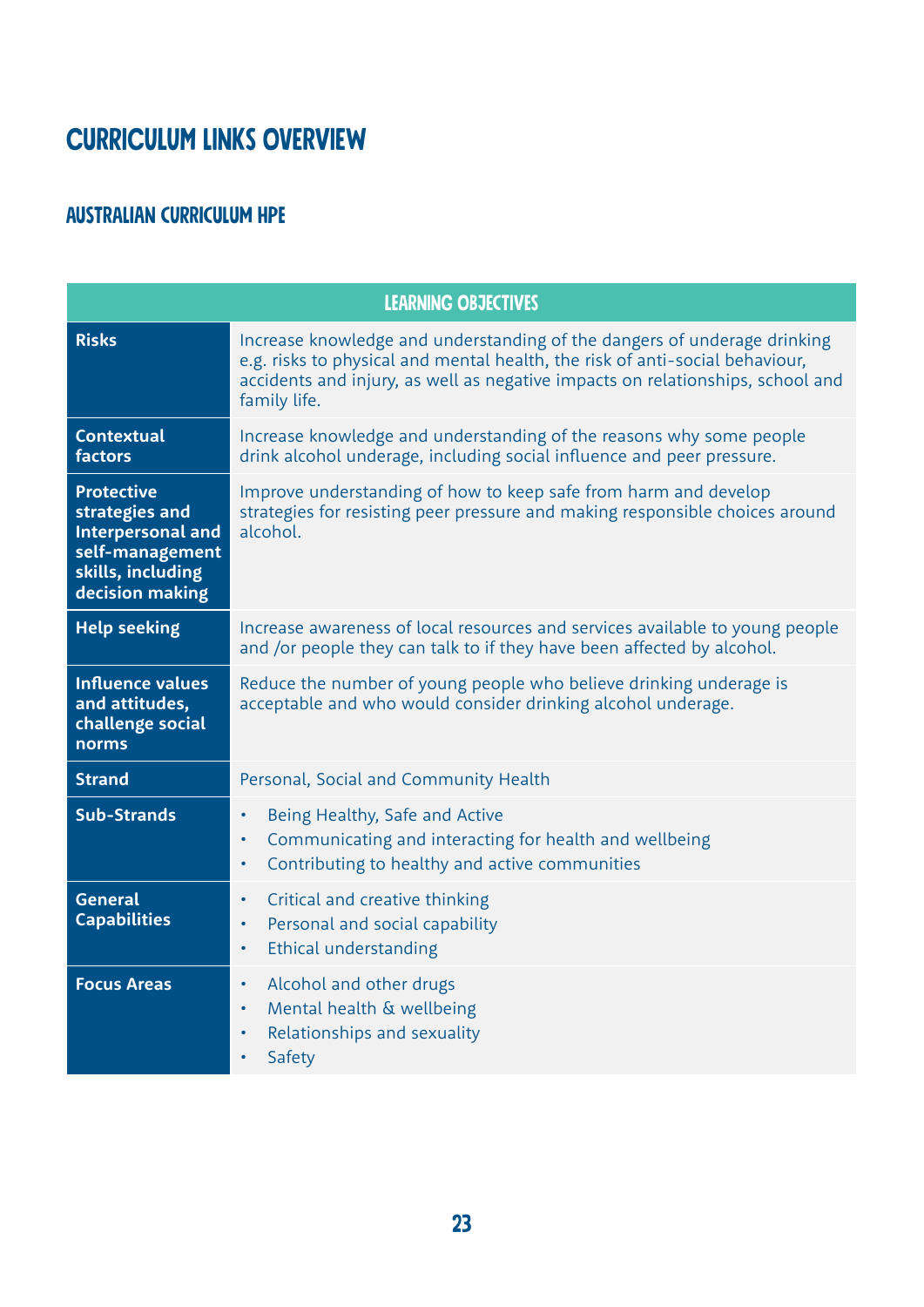# CURRICULUM LINKS OVERVIEW

## AUSTRALIAN CURRICULUM HPE

| LEARNING OBJECTIVES | |
|---|---|
| **Risks** | Increase knowledge and understanding of the dangers of underage drinking e.g. risks to physical and mental health, the risk of anti-social behaviour, accidents and injury, as well as negative impacts on relationships, school and family life. |
| **Contextual factors** | Increase knowledge and understanding of the reasons why some people drink alcohol underage, including social influence and peer pressure. |
| **Protective strategies and Interpersonal and self-management skills, including decision making** | Improve understanding of how to keep safe from harm and develop strategies for resisting peer pressure and making responsible choices around alcohol. |
| **Help seeking** | Increase awareness of local resources and services available to young people and /or people they can talk to if they have been affected by alcohol. |
| **Influence values and attitudes, challenge social norms** | Reduce the number of young people who believe drinking underage is acceptable and who would consider drinking alcohol underage. |
| **Strand** | Personal, Social and Community Health |
| **Sub-Strands** | • Being Healthy, Safe and Active<br>• Communicating and interacting for health and wellbeing<br>• Contributing to healthy and active communities |
| **General Capabilities** | • Critical and creative thinking<br>• Personal and social capability<br>• Ethical understanding |
| **Focus Areas** | • Alcohol and other drugs<br>• Mental health & wellbeing<br>• Relationships and sexuality<br>• Safety |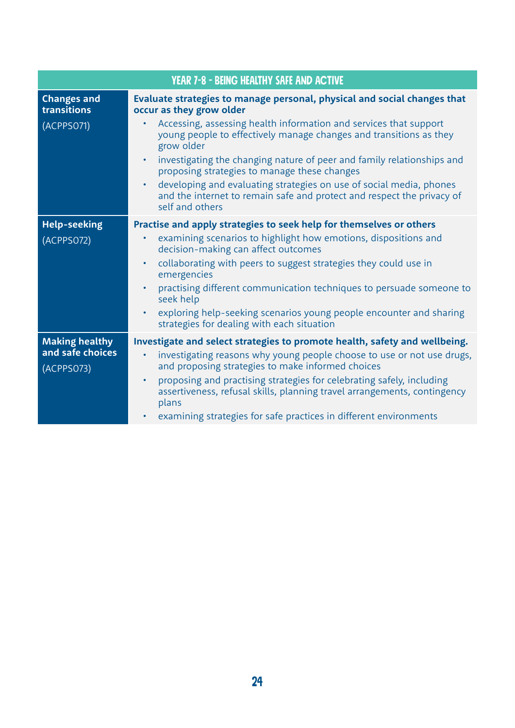| YEAR 7-8 - BEING HEALTHY SAFE AND ACTIVE | |
|---|---|
| **Changes and transitions** (ACPPS071) | **Evaluate strategies to manage personal, physical and social changes that occur as they grow older**<br>• Accessing, assessing health information and services that support young people to effectively manage changes and transitions as they grow older<br>• investigating the changing nature of peer and family relationships and proposing strategies to manage these changes<br>• developing and evaluating strategies on use of social media, phones and the internet to remain safe and protect and respect the privacy of self and others |
| **Help-seeking** (ACPPS072) | **Practise and apply strategies to seek help for themselves or others**<br>• examining scenarios to highlight how emotions, dispositions and decision-making can affect outcomes<br>• collaborating with peers to suggest strategies they could use in emergencies<br>• practising different communication techniques to persuade someone to seek help<br>• exploring help-seeking scenarios young people encounter and sharing strategies for dealing with each situation |
| **Making healthy and safe choices** (ACPPS073) | **Investigate and select strategies to promote health, safety and wellbeing.**<br>• investigating reasons why young people choose to use or not use drugs, and proposing strategies to make informed choices<br>• proposing and practising strategies for celebrating safely, including assertiveness, refusal skills, planning travel arrangements, contingency plans<br>• examining strategies for safe practices in different environments |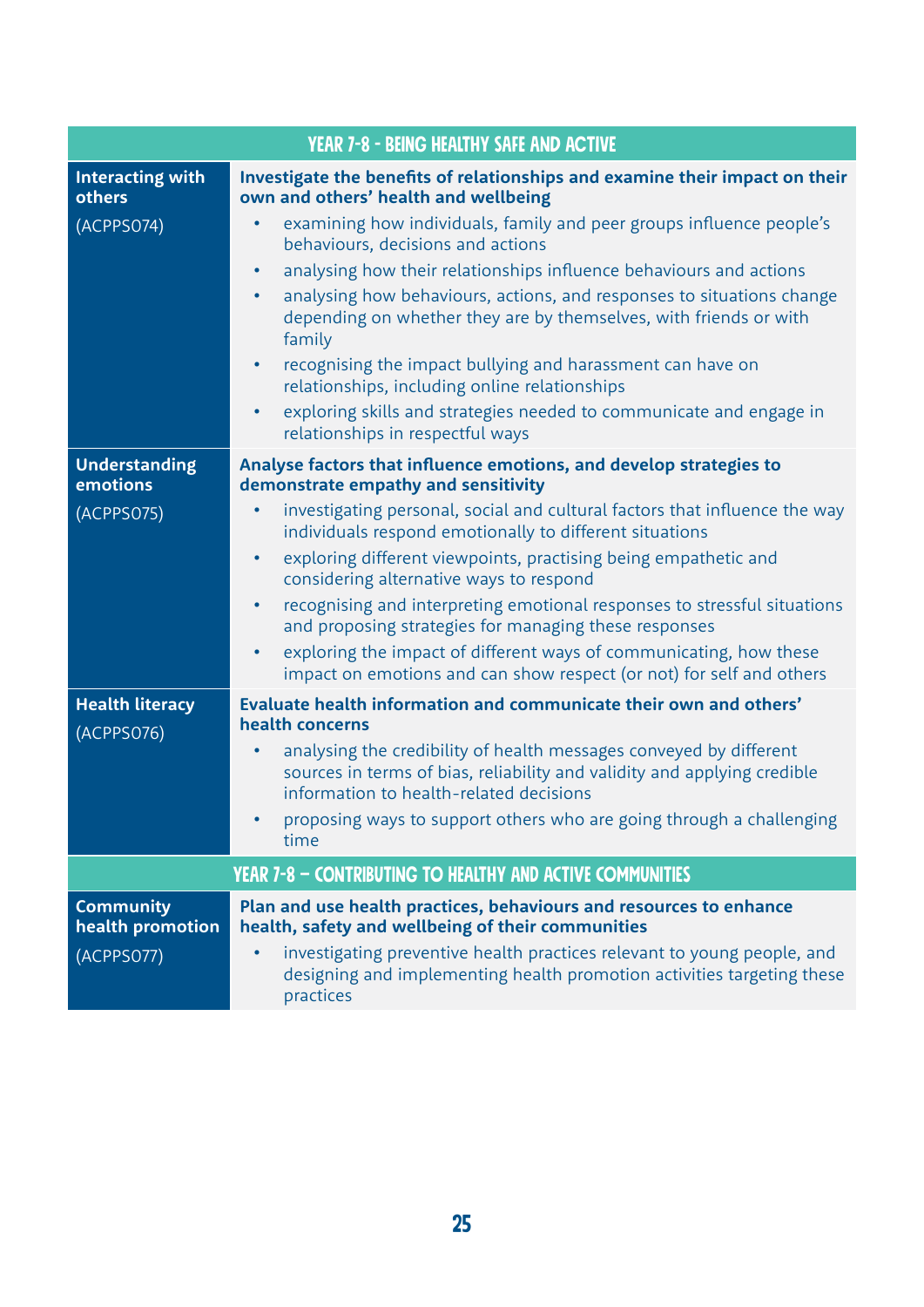| YEAR 7-8 - BEING HEALTHY SAFE AND ACTIVE | |
|---|---|
| **Interacting with others**<br><br>(ACPPS074) | **Investigate the benefits of relationships and examine their impact on their own and others' health and wellbeing**<br>• examining how individuals, family and peer groups influence people's behaviours, decisions and actions<br>• analysing how their relationships influence behaviours and actions<br>• analysing how behaviours, actions, and responses to situations change depending on whether they are by themselves, with friends or with family<br>• recognising the impact bullying and harassment can have on relationships, including online relationships<br>• exploring skills and strategies needed to communicate and engage in relationships in respectful ways |
| **Understanding emotions**<br><br>(ACPPS075) | **Analyse factors that influence emotions, and develop strategies to demonstrate empathy and sensitivity**<br>• investigating personal, social and cultural factors that influence the way individuals respond emotionally to different situations<br>• exploring different viewpoints, practising being empathetic and considering alternative ways to respond<br>• recognising and interpreting emotional responses to stressful situations and proposing strategies for managing these responses<br>• exploring the impact of different ways of communicating, how these impact on emotions and can show respect (or not) for self and others |
| **Health literacy**<br><br>(ACPPS076) | **Evaluate health information and communicate their own and others' health concerns**<br>• analysing the credibility of health messages conveyed by different sources in terms of bias, reliability and validity and applying credible information to health-related decisions<br>• proposing ways to support others who are going through a challenging time |
| **YEAR 7-8 – CONTRIBUTING TO HEALTHY AND ACTIVE COMMUNITIES** | |
| **Community health promotion**<br><br>(ACPPS077) | **Plan and use health practices, behaviours and resources to enhance health, safety and wellbeing of their communities**<br>• investigating preventive health practices relevant to young people, and designing and implementing health promotion activities targeting these practices |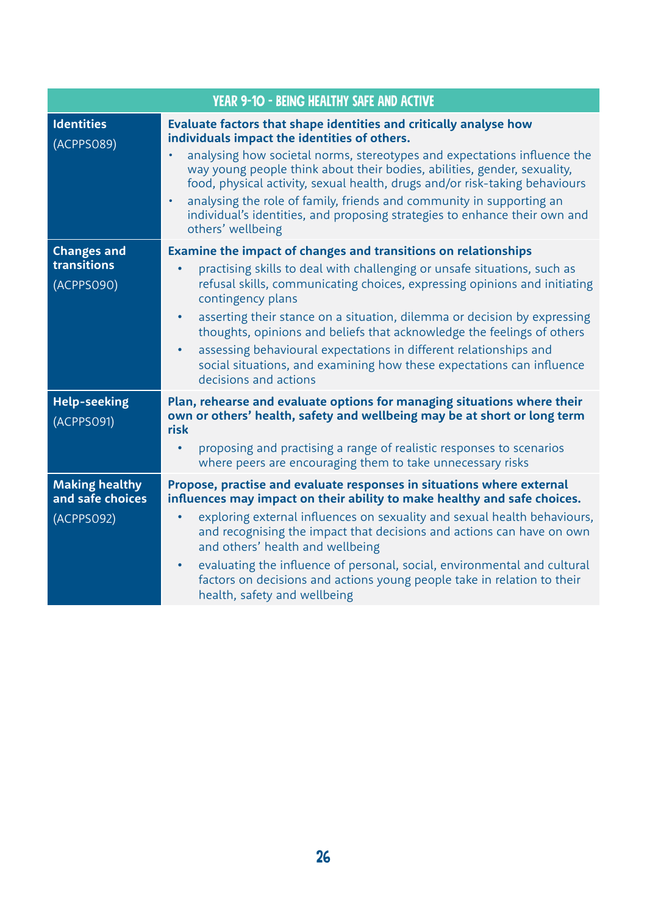| YEAR 9-10 - BEING HEALTHY SAFE AND ACTIVE | |
|---|---|
| **Identities** (ACPPS089) | **Evaluate factors that shape identities and critically analyse how individuals impact the identities of others.** • analysing how societal norms, stereotypes and expectations influence the way young people think about their bodies, abilities, gender, sexuality, food, physical activity, sexual health, drugs and/or risk-taking behaviours • analysing the role of family, friends and community in supporting an individual's identities, and proposing strategies to enhance their own and others' wellbeing |
| **Changes and transitions** (ACPPS090) | **Examine the impact of changes and transitions on relationships** • practising skills to deal with challenging or unsafe situations, such as refusal skills, communicating choices, expressing opinions and initiating contingency plans • asserting their stance on a situation, dilemma or decision by expressing thoughts, opinions and beliefs that acknowledge the feelings of others • assessing behavioural expectations in different relationships and social situations, and examining how these expectations can influence decisions and actions |
| **Help-seeking** (ACPPS091) | **Plan, rehearse and evaluate options for managing situations where their own or others' health, safety and wellbeing may be at short or long term risk** • proposing and practising a range of realistic responses to scenarios where peers are encouraging them to take unnecessary risks |
| **Making healthy and safe choices** (ACPPS092) | **Propose, practise and evaluate responses in situations where external influences may impact on their ability to make healthy and safe choices.** • exploring external influences on sexuality and sexual health behaviours, and recognising the impact that decisions and actions can have on own and others' health and wellbeing • evaluating the influence of personal, social, environmental and cultural factors on decisions and actions young people take in relation to their health, safety and wellbeing |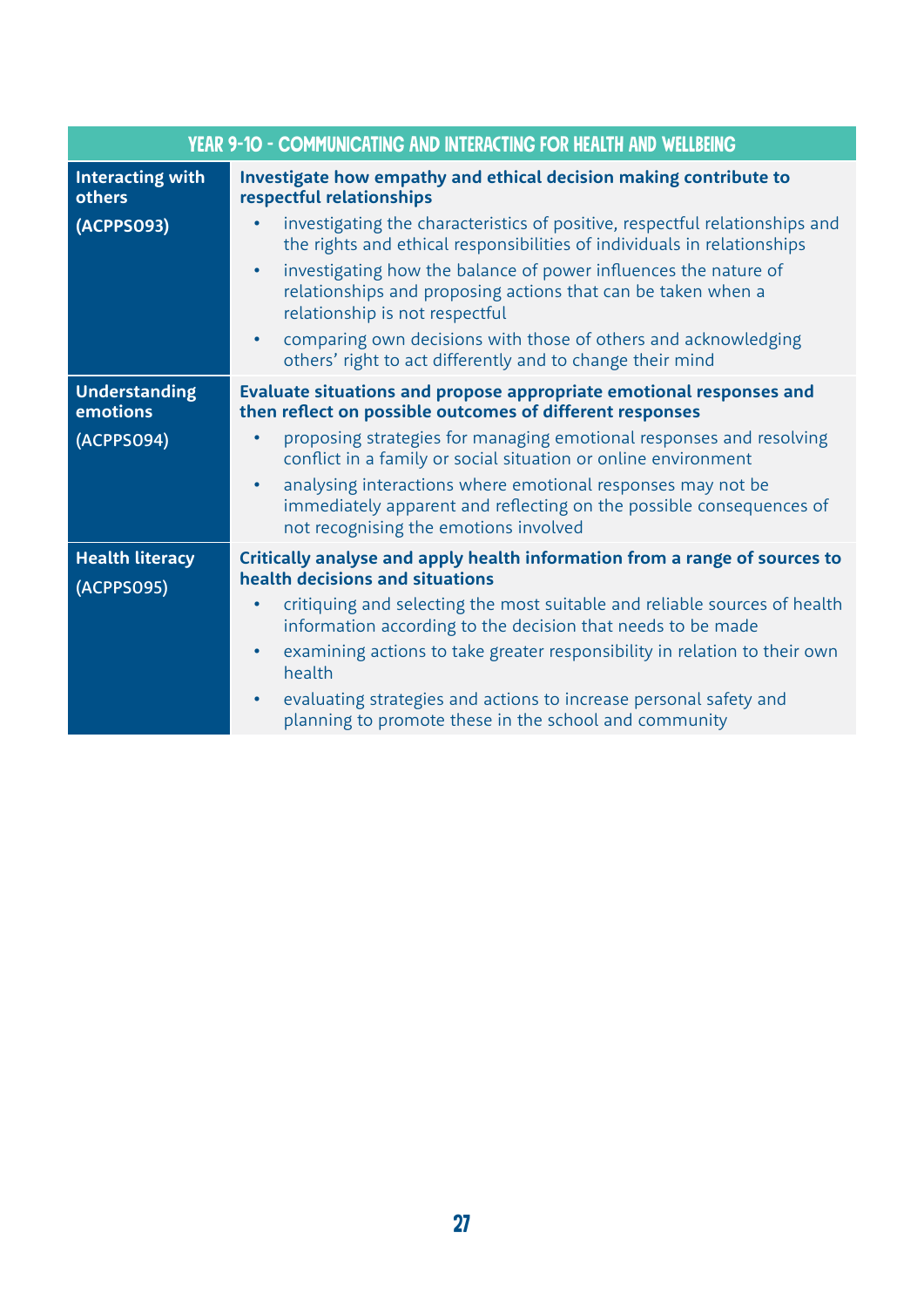| YEAR 9-10 - COMMUNICATING AND INTERACTING FOR HEALTH AND WELLBEING | |
|---|---|
| **Interacting with others**<br><br>**(ACPPS093)** | **Investigate how empathy and ethical decision making contribute to respectful relationships**<br>• investigating the characteristics of positive, respectful relationships and the rights and ethical responsibilities of individuals in relationships<br>• investigating how the balance of power influences the nature of relationships and proposing actions that can be taken when a relationship is not respectful<br>• comparing own decisions with those of others and acknowledging others' right to act differently and to change their mind |
| **Understanding emotions**<br><br>(ACPPS094) | **Evaluate situations and propose appropriate emotional responses and then reflect on possible outcomes of different responses**<br>• proposing strategies for managing emotional responses and resolving conflict in a family or social situation or online environment<br>• analysing interactions where emotional responses may not be immediately apparent and reflecting on the possible consequences of not recognising the emotions involved |
| **Health literacy**<br><br>(ACPPS095) | **Critically analyse and apply health information from a range of sources to health decisions and situations**<br>• critiquing and selecting the most suitable and reliable sources of health information according to the decision that needs to be made<br>• examining actions to take greater responsibility in relation to their own health<br>• evaluating strategies and actions to increase personal safety and planning to promote these in the school and community |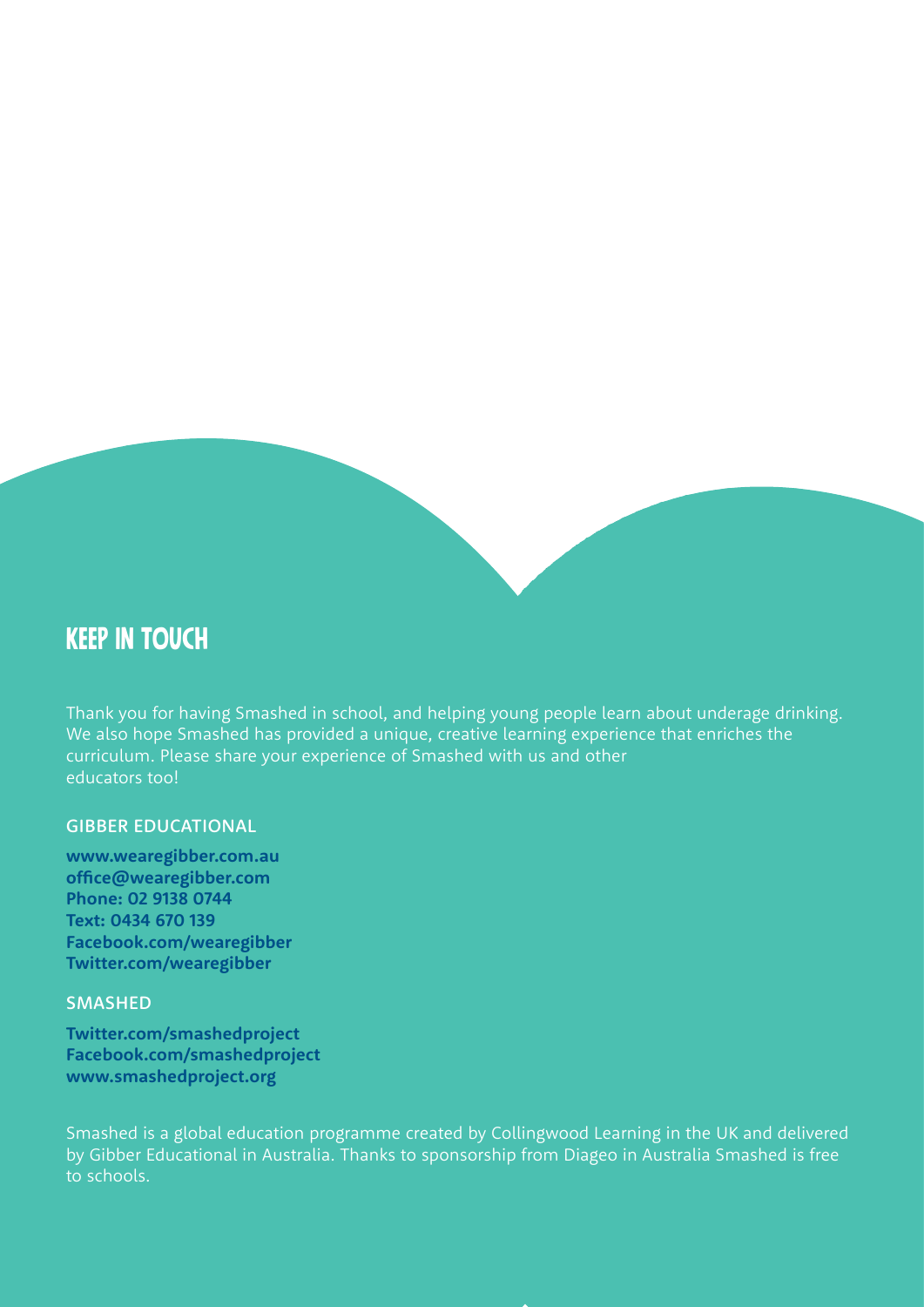## KEEP IN TOUCH

Thank you for having Smashed in school, and helping young people learn about underage drinking. We also hope Smashed has provided a unique, creative learning experience that enriches the curriculum. Please share your experience of Smashed with us and other educators too!

### GIBBER EDUCATIONAL

**www.wearegibber.com.au**
**office@wearegibber.com**
**Phone: 02 9138 0744**
**Text: 0434 670 139**
**Facebook.com/wearegibber**
**Twitter.com/wearegibber**

### SMASHED

**Twitter.com/smashedproject**
**Facebook.com/smashedproject**
**www.smashedproject.org**

Smashed is a global education programme created by Collingwood Learning in the UK and delivered by Gibber Educational in Australia. Thanks to sponsorship from Diageo in Australia Smashed is free to schools.